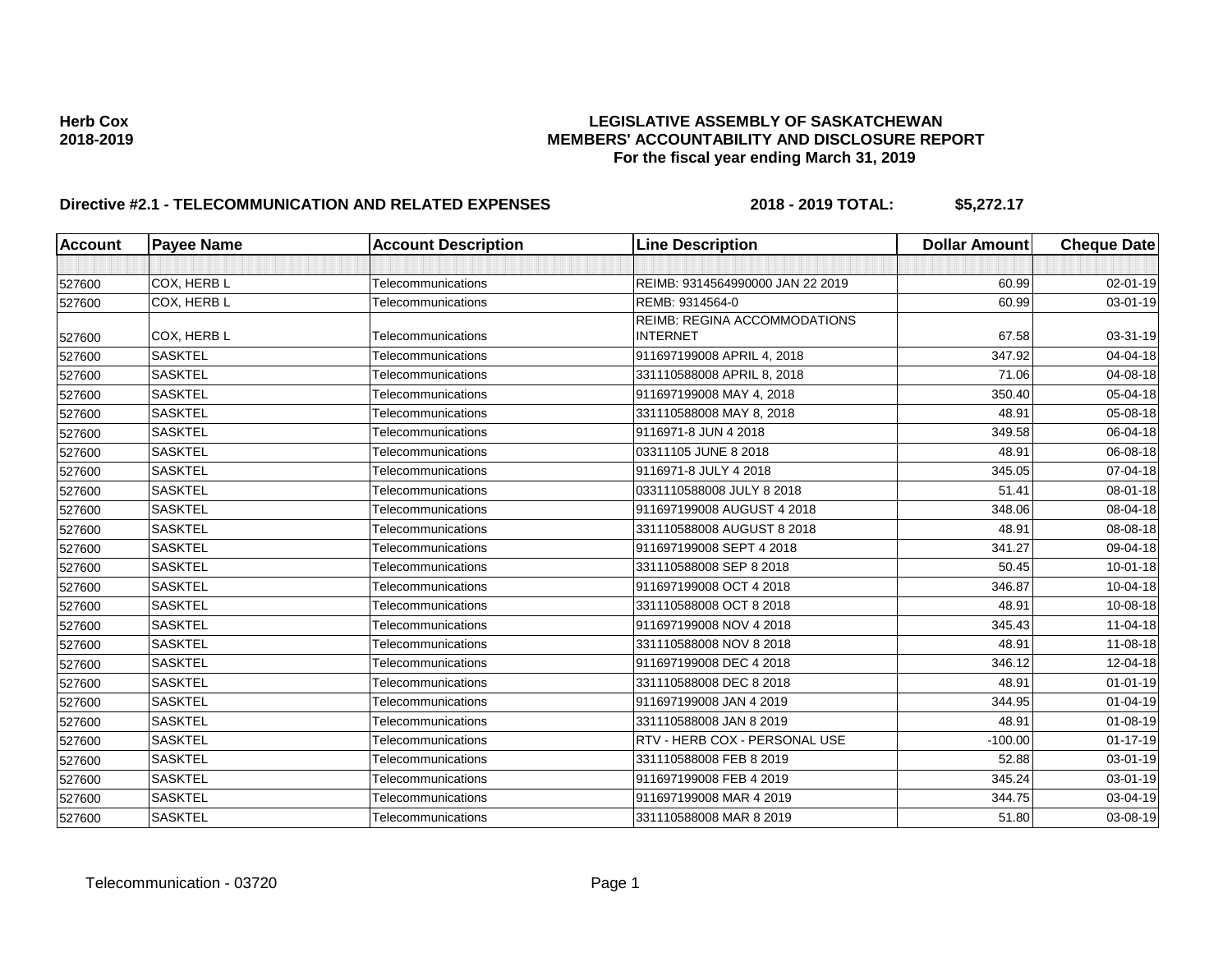**Herb Cox**
**2018-2019**

# LEGISLATIVE ASSEMBLY OF SASKATCHEWAN
## MEMBERS' ACCOUNTABILITY AND DISCLOSURE REPORT
### For the fiscal year ending March 31, 2019

**Directive #2.1 - TELECOMMUNICATION AND RELATED EXPENSES** **2018 - 2019 TOTAL: $5,272.17**

| Account | Payee Name | Account Description | Line Description | Dollar Amount | Cheque Date |
|---|---|---|---|---|---|
| | | | | | |
| 527600 | COX, HERB L | Telecommunications | REIMB: 9314564990000 JAN 22 2019 | 60.99 | 02-01-19 |
| 527600 | COX, HERB L | Telecommunications | REMB: 9314564-0 | 60.99 | 03-01-19 |
| 527600 | COX, HERB L | Telecommunications | REIMB: REGINA ACCOMMODATIONS INTERNET | 67.58 | 03-31-19 |
| 527600 | SASKTEL | Telecommunications | 911697199008 APRIL 4, 2018 | 347.92 | 04-04-18 |
| 527600 | SASKTEL | Telecommunications | 331110588008 APRIL 8, 2018 | 71.06 | 04-08-18 |
| 527600 | SASKTEL | Telecommunications | 911697199008 MAY 4, 2018 | 350.40 | 05-04-18 |
| 527600 | SASKTEL | Telecommunications | 331110588008 MAY 8, 2018 | 48.91 | 05-08-18 |
| 527600 | SASKTEL | Telecommunications | 9116971-8 JUN 4 2018 | 349.58 | 06-04-18 |
| 527600 | SASKTEL | Telecommunications | 03311105 JUNE 8 2018 | 48.91 | 06-08-18 |
| 527600 | SASKTEL | Telecommunications | 9116971-8 JULY 4 2018 | 345.05 | 07-04-18 |
| 527600 | SASKTEL | Telecommunications | 0331110588008 JULY 8 2018 | 51.41 | 08-01-18 |
| 527600 | SASKTEL | Telecommunications | 911697199008 AUGUST 4 2018 | 348.06 | 08-04-18 |
| 527600 | SASKTEL | Telecommunications | 331110588008 AUGUST 8 2018 | 48.91 | 08-08-18 |
| 527600 | SASKTEL | Telecommunications | 911697199008 SEPT 4 2018 | 341.27 | 09-04-18 |
| 527600 | SASKTEL | Telecommunications | 331110588008 SEP 8 2018 | 50.45 | 10-01-18 |
| 527600 | SASKTEL | Telecommunications | 911697199008 OCT 4 2018 | 346.87 | 10-04-18 |
| 527600 | SASKTEL | Telecommunications | 331110588008 OCT 8 2018 | 48.91 | 10-08-18 |
| 527600 | SASKTEL | Telecommunications | 911697199008 NOV 4 2018 | 345.43 | 11-04-18 |
| 527600 | SASKTEL | Telecommunications | 331110588008 NOV 8 2018 | 48.91 | 11-08-18 |
| 527600 | SASKTEL | Telecommunications | 911697199008 DEC 4 2018 | 346.12 | 12-04-18 |
| 527600 | SASKTEL | Telecommunications | 331110588008 DEC 8 2018 | 48.91 | 01-01-19 |
| 527600 | SASKTEL | Telecommunications | 911697199008 JAN 4 2019 | 344.95 | 01-04-19 |
| 527600 | SASKTEL | Telecommunications | 331110588008 JAN 8 2019 | 48.91 | 01-08-19 |
| 527600 | SASKTEL | Telecommunications | RTV - HERB COX - PERSONAL USE | -100.00 | 01-17-19 |
| 527600 | SASKTEL | Telecommunications | 331110588008 FEB 8 2019 | 52.88 | 03-01-19 |
| 527600 | SASKTEL | Telecommunications | 911697199008 FEB 4 2019 | 345.24 | 03-01-19 |
| 527600 | SASKTEL | Telecommunications | 911697199008 MAR 4 2019 | 344.75 | 03-04-19 |
| 527600 | SASKTEL | Telecommunications | 331110588008 MAR 8 2019 | 51.80 | 03-08-19 |

Telecommunication - 03720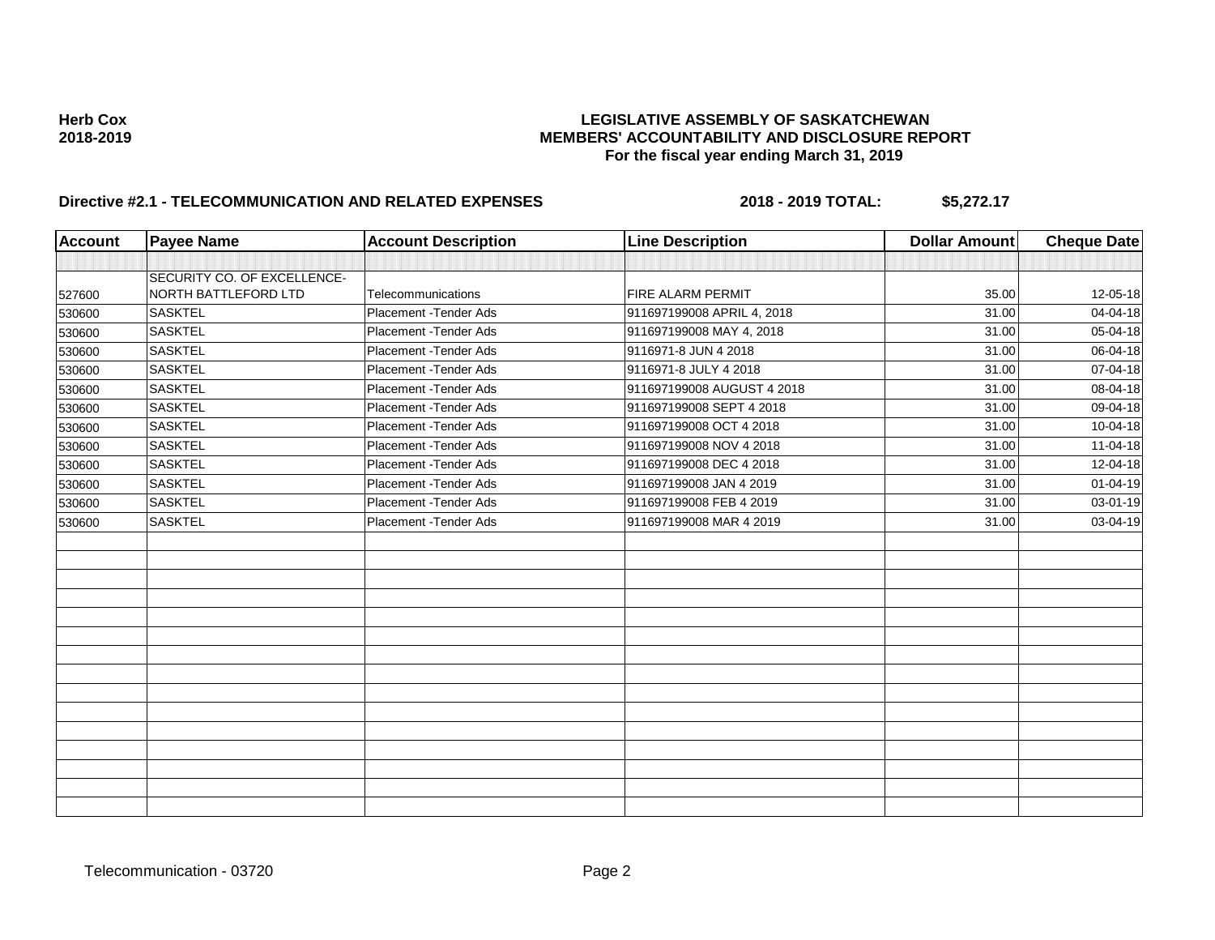**Herb Cox**
**2018-2019**

**LEGISLATIVE ASSEMBLY OF SASKATCHEWAN**
**MEMBERS' ACCOUNTABILITY AND DISCLOSURE REPORT**
**For the fiscal year ending March 31, 2019**

**Directive #2.1 - TELECOMMUNICATION AND RELATED EXPENSES** **2018 - 2019 TOTAL: $5,272.17**

| Account | Payee Name | Account Description | Line Description | Dollar Amount | Cheque Date |
|---|---|---|---|---|---|
| | | | | | |
| 527600 | SECURITY CO. OF EXCELLENCE-NORTH BATTLEFORD LTD | Telecommunications | FIRE ALARM PERMIT | 35.00 | 12-05-18 |
| 530600 | SASKTEL | Placement -Tender Ads | 911697199008 APRIL 4, 2018 | 31.00 | 04-04-18 |
| 530600 | SASKTEL | Placement -Tender Ads | 911697199008 MAY 4, 2018 | 31.00 | 05-04-18 |
| 530600 | SASKTEL | Placement -Tender Ads | 9116971-8 JUN 4 2018 | 31.00 | 06-04-18 |
| 530600 | SASKTEL | Placement -Tender Ads | 9116971-8 JULY 4 2018 | 31.00 | 07-04-18 |
| 530600 | SASKTEL | Placement -Tender Ads | 911697199008 AUGUST 4 2018 | 31.00 | 08-04-18 |
| 530600 | SASKTEL | Placement -Tender Ads | 911697199008 SEPT 4 2018 | 31.00 | 09-04-18 |
| 530600 | SASKTEL | Placement -Tender Ads | 911697199008 OCT 4 2018 | 31.00 | 10-04-18 |
| 530600 | SASKTEL | Placement -Tender Ads | 911697199008 NOV 4 2018 | 31.00 | 11-04-18 |
| 530600 | SASKTEL | Placement -Tender Ads | 911697199008 DEC 4 2018 | 31.00 | 12-04-18 |
| 530600 | SASKTEL | Placement -Tender Ads | 911697199008 JAN 4 2019 | 31.00 | 01-04-19 |
| 530600 | SASKTEL | Placement -Tender Ads | 911697199008 FEB 4 2019 | 31.00 | 03-01-19 |
| 530600 | SASKTEL | Placement -Tender Ads | 911697199008 MAR 4 2019 | 31.00 | 03-04-19 |

Telecommunication - 03720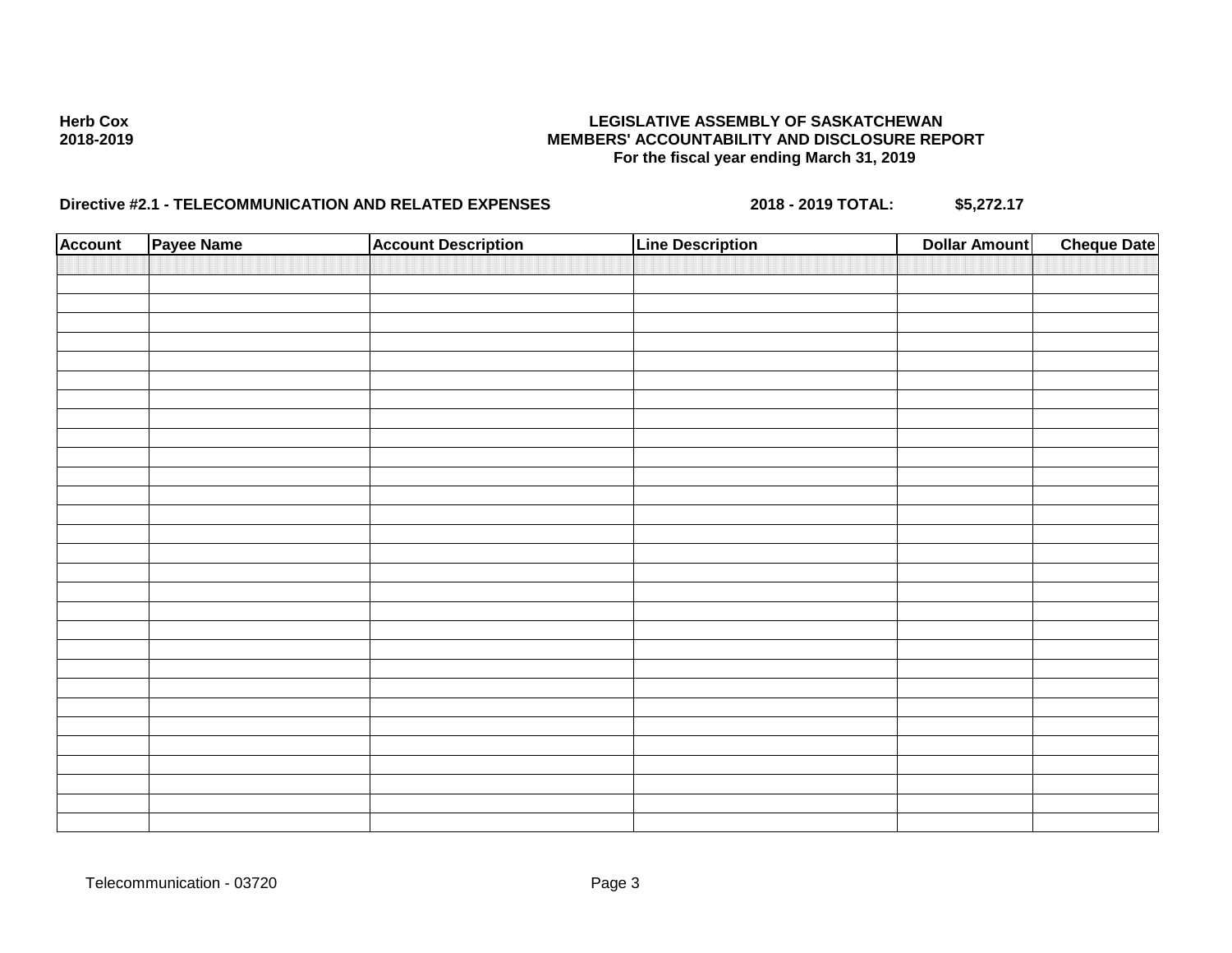**Herb Cox**
**2018-2019**

**LEGISLATIVE ASSEMBLY OF SASKATCHEWAN**
**MEMBERS' ACCOUNTABILITY AND DISCLOSURE REPORT**
**For the fiscal year ending March 31, 2019**

**Directive #2.1 - TELECOMMUNICATION AND RELATED EXPENSES** **2018 - 2019 TOTAL:** **$5,272.17**

| Account | Payee Name | Account Description | Line Description | Dollar Amount | Cheque Date |
|---|---|---|---|---|---|
| | | | | | |

Telecommunication - 03720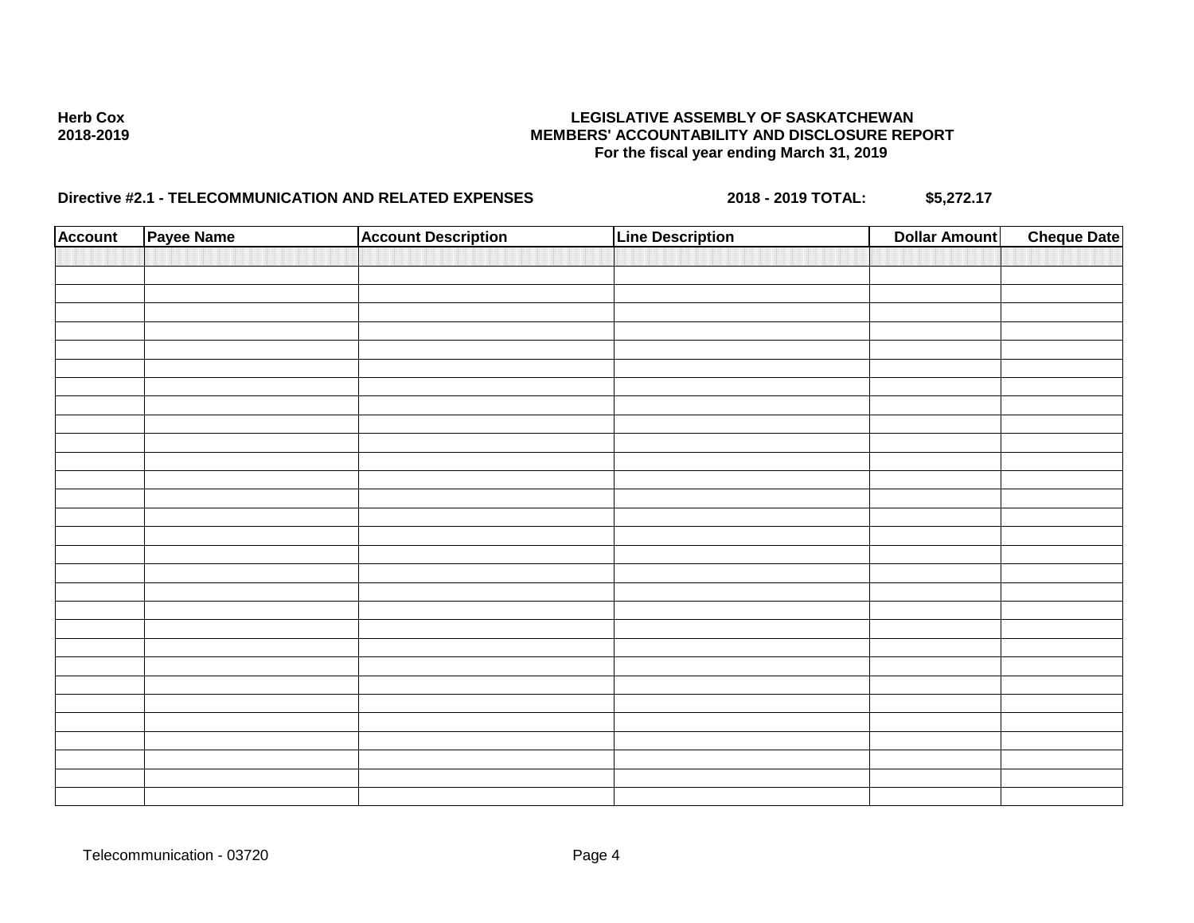**Herb Cox**
**2018-2019**

**LEGISLATIVE ASSEMBLY OF SASKATCHEWAN**
**MEMBERS' ACCOUNTABILITY AND DISCLOSURE REPORT**
**For the fiscal year ending March 31, 2019**

**Directive #2.1 - TELECOMMUNICATION AND RELATED EXPENSES** **2018 - 2019 TOTAL: $5,272.17**

| Account | Payee Name | Account Description | Line Description | Dollar Amount | Cheque Date |
|---|---|---|---|---|---|
| | | | | | |

Telecommunication - 03720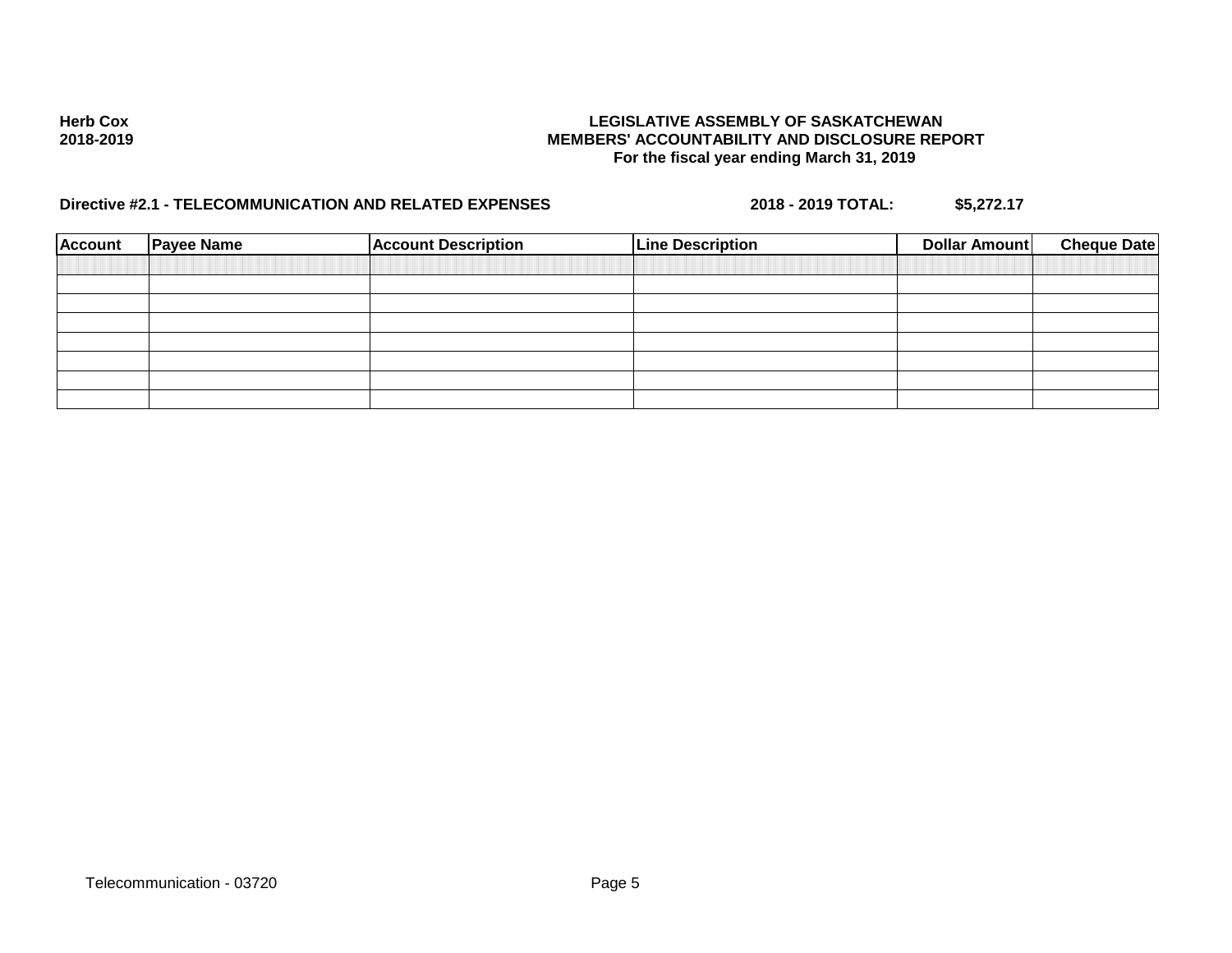**Herb Cox**
**2018-2019**

**LEGISLATIVE ASSEMBLY OF SASKATCHEWAN**
**MEMBERS' ACCOUNTABILITY AND DISCLOSURE REPORT**
**For the fiscal year ending March 31, 2019**

**Directive #2.1 - TELECOMMUNICATION AND RELATED EXPENSES** **2018 - 2019 TOTAL: $5,272.17**

| Account | Payee Name | Account Description | Line Description | Dollar Amount | Cheque Date |
|---|---|---|---|---|---|
| | | | | | |
| | | | | | |
| | | | | | |
| | | | | | |
| | | | | | |
| | | | | | |
| | | | | | |

Telecommunication - 03720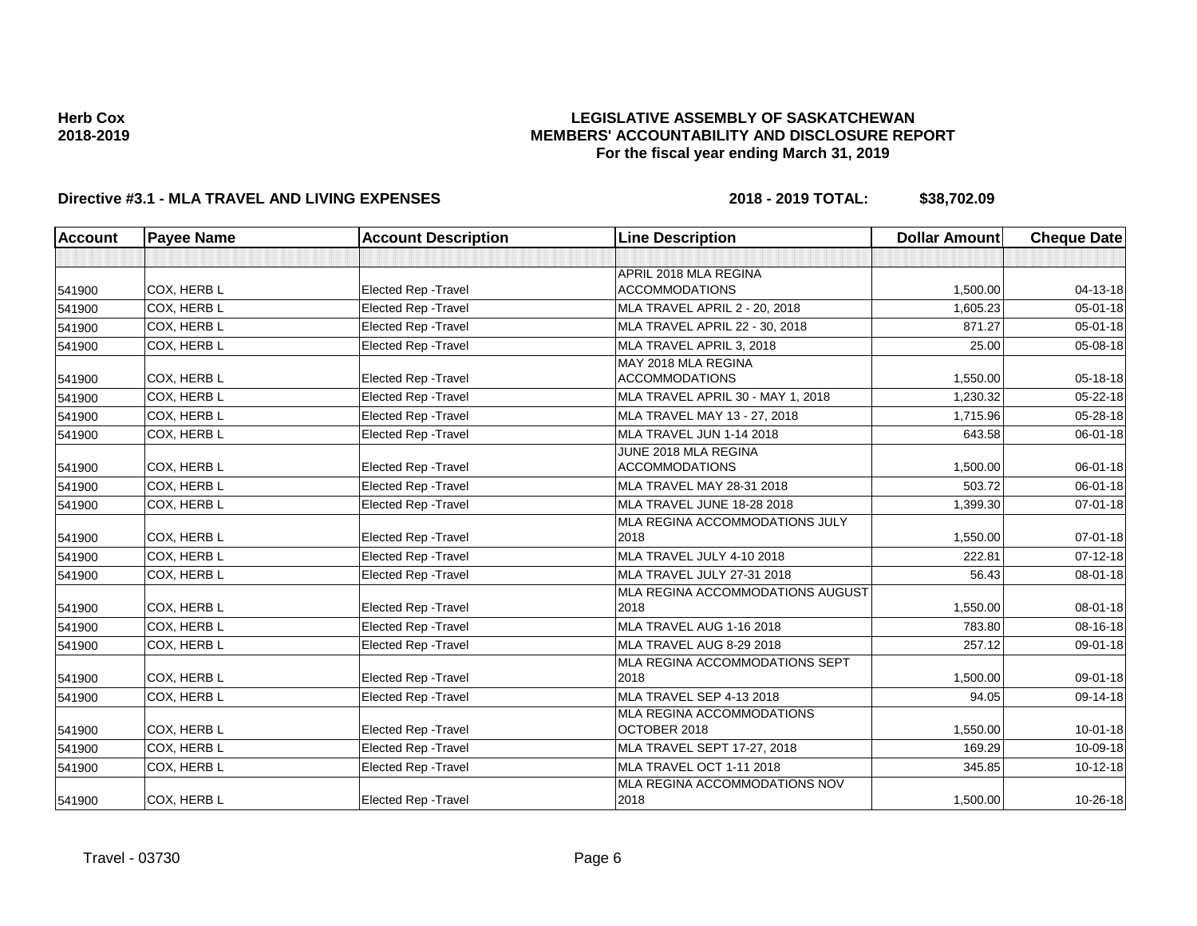**Herb Cox**
**2018-2019**

# LEGISLATIVE ASSEMBLY OF SASKATCHEWAN
## MEMBERS' ACCOUNTABILITY AND DISCLOSURE REPORT
### For the fiscal year ending March 31, 2019

**Directive #3.1 - MLA TRAVEL AND LIVING EXPENSES** **2018 - 2019 TOTAL: $38,702.09**

| Account | Payee Name | Account Description | Line Description | Dollar Amount | Cheque Date |
|---|---|---|---|---|---|
| | | | | | |
| 541900 | COX, HERB L | Elected Rep -Travel | APRIL 2018 MLA REGINA ACCOMMODATIONS | 1,500.00 | 04-13-18 |
| 541900 | COX, HERB L | Elected Rep -Travel | MLA TRAVEL APRIL 2 - 20, 2018 | 1,605.23 | 05-01-18 |
| 541900 | COX, HERB L | Elected Rep -Travel | MLA TRAVEL APRIL 22 - 30, 2018 | 871.27 | 05-01-18 |
| 541900 | COX, HERB L | Elected Rep -Travel | MLA TRAVEL APRIL 3, 2018 | 25.00 | 05-08-18 |
| 541900 | COX, HERB L | Elected Rep -Travel | MAY 2018 MLA REGINA ACCOMMODATIONS | 1,550.00 | 05-18-18 |
| 541900 | COX, HERB L | Elected Rep -Travel | MLA TRAVEL APRIL 30 - MAY 1, 2018 | 1,230.32 | 05-22-18 |
| 541900 | COX, HERB L | Elected Rep -Travel | MLA TRAVEL MAY 13 - 27, 2018 | 1,715.96 | 05-28-18 |
| 541900 | COX, HERB L | Elected Rep -Travel | MLA TRAVEL JUN 1-14 2018 | 643.58 | 06-01-18 |
| 541900 | COX, HERB L | Elected Rep -Travel | JUNE 2018 MLA REGINA ACCOMMODATIONS | 1,500.00 | 06-01-18 |
| 541900 | COX, HERB L | Elected Rep -Travel | MLA TRAVEL MAY 28-31 2018 | 503.72 | 06-01-18 |
| 541900 | COX, HERB L | Elected Rep -Travel | MLA TRAVEL JUNE 18-28 2018 | 1,399.30 | 07-01-18 |
| 541900 | COX, HERB L | Elected Rep -Travel | MLA REGINA ACCOMMODATIONS JULY 2018 | 1,550.00 | 07-01-18 |
| 541900 | COX, HERB L | Elected Rep -Travel | MLA TRAVEL JULY 4-10 2018 | 222.81 | 07-12-18 |
| 541900 | COX, HERB L | Elected Rep -Travel | MLA TRAVEL JULY 27-31 2018 | 56.43 | 08-01-18 |
| 541900 | COX, HERB L | Elected Rep -Travel | MLA REGINA ACCOMMODATIONS AUGUST 2018 | 1,550.00 | 08-01-18 |
| 541900 | COX, HERB L | Elected Rep -Travel | MLA TRAVEL AUG 1-16 2018 | 783.80 | 08-16-18 |
| 541900 | COX, HERB L | Elected Rep -Travel | MLA TRAVEL AUG 8-29 2018 | 257.12 | 09-01-18 |
| 541900 | COX, HERB L | Elected Rep -Travel | MLA REGINA ACCOMMODATIONS SEPT 2018 | 1,500.00 | 09-01-18 |
| 541900 | COX, HERB L | Elected Rep -Travel | MLA TRAVEL SEP 4-13 2018 | 94.05 | 09-14-18 |
| 541900 | COX, HERB L | Elected Rep -Travel | MLA REGINA ACCOMMODATIONS OCTOBER 2018 | 1,550.00 | 10-01-18 |
| 541900 | COX, HERB L | Elected Rep -Travel | MLA TRAVEL SEPT 17-27, 2018 | 169.29 | 10-09-18 |
| 541900 | COX, HERB L | Elected Rep -Travel | MLA TRAVEL OCT 1-11 2018 | 345.85 | 10-12-18 |
| 541900 | COX, HERB L | Elected Rep -Travel | MLA REGINA ACCOMMODATIONS NOV 2018 | 1,500.00 | 10-26-18 |

Travel - 03730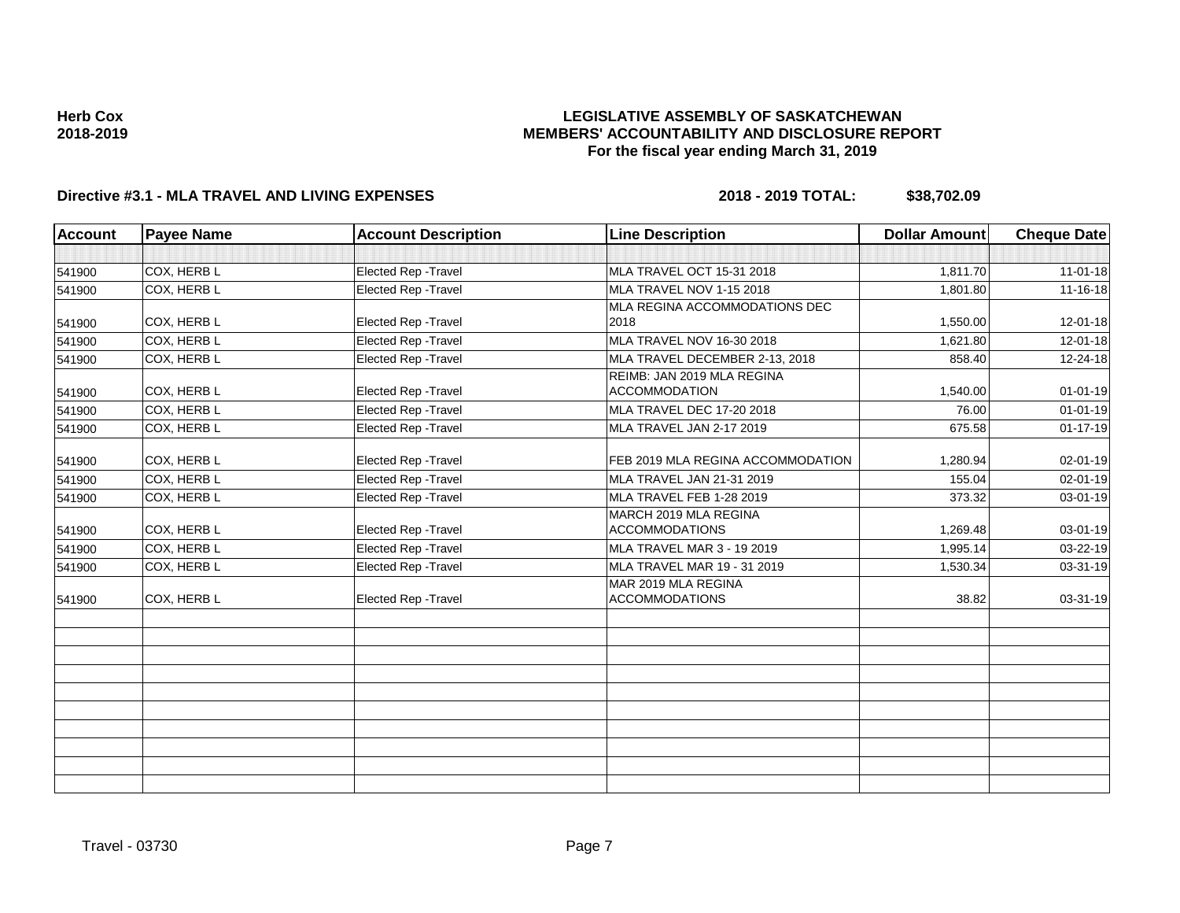**Herb Cox**
**2018-2019**

# LEGISLATIVE ASSEMBLY OF SASKATCHEWAN
## MEMBERS' ACCOUNTABILITY AND DISCLOSURE REPORT
### For the fiscal year ending March 31, 2019

**Directive #3.1 - MLA TRAVEL AND LIVING EXPENSES** **2018 - 2019 TOTAL: $38,702.09**

| Account | Payee Name | Account Description | Line Description | Dollar Amount | Cheque Date |
|---|---|---|---|---|---|
| | | | | | |
| 541900 | COX, HERB L | Elected Rep -Travel | MLA TRAVEL OCT 15-31 2018 | 1,811.70 | 11-01-18 |
| 541900 | COX, HERB L | Elected Rep -Travel | MLA TRAVEL NOV 1-15 2018 | 1,801.80 | 11-16-18 |
| 541900 | COX, HERB L | Elected Rep -Travel | MLA REGINA ACCOMMODATIONS DEC 2018 | 1,550.00 | 12-01-18 |
| 541900 | COX, HERB L | Elected Rep -Travel | MLA TRAVEL NOV 16-30 2018 | 1,621.80 | 12-01-18 |
| 541900 | COX, HERB L | Elected Rep -Travel | MLA TRAVEL DECEMBER 2-13, 2018 | 858.40 | 12-24-18 |
| 541900 | COX, HERB L | Elected Rep -Travel | REIMB: JAN 2019 MLA REGINA ACCOMMODATION | 1,540.00 | 01-01-19 |
| 541900 | COX, HERB L | Elected Rep -Travel | MLA TRAVEL DEC 17-20 2018 | 76.00 | 01-01-19 |
| 541900 | COX, HERB L | Elected Rep -Travel | MLA TRAVEL JAN 2-17 2019 | 675.58 | 01-17-19 |
| 541900 | COX, HERB L | Elected Rep -Travel | FEB 2019 MLA REGINA ACCOMMODATION | 1,280.94 | 02-01-19 |
| 541900 | COX, HERB L | Elected Rep -Travel | MLA TRAVEL JAN 21-31 2019 | 155.04 | 02-01-19 |
| 541900 | COX, HERB L | Elected Rep -Travel | MLA TRAVEL FEB 1-28 2019 | 373.32 | 03-01-19 |
| 541900 | COX, HERB L | Elected Rep -Travel | MARCH 2019 MLA REGINA ACCOMMODATIONS | 1,269.48 | 03-01-19 |
| 541900 | COX, HERB L | Elected Rep -Travel | MLA TRAVEL MAR 3 - 19 2019 | 1,995.14 | 03-22-19 |
| 541900 | COX, HERB L | Elected Rep -Travel | MLA TRAVEL MAR 19 - 31 2019 | 1,530.34 | 03-31-19 |
| 541900 | COX, HERB L | Elected Rep -Travel | MAR 2019 MLA REGINA ACCOMMODATIONS | 38.82 | 03-31-19 |
| | | | | | |
| | | | | | |
| | | | | | |
| | | | | | |
| | | | | | |
| | | | | | |
| | | | | | |
| | | | | | |
| | | | | | |
| | | | | | |

Travel - 03730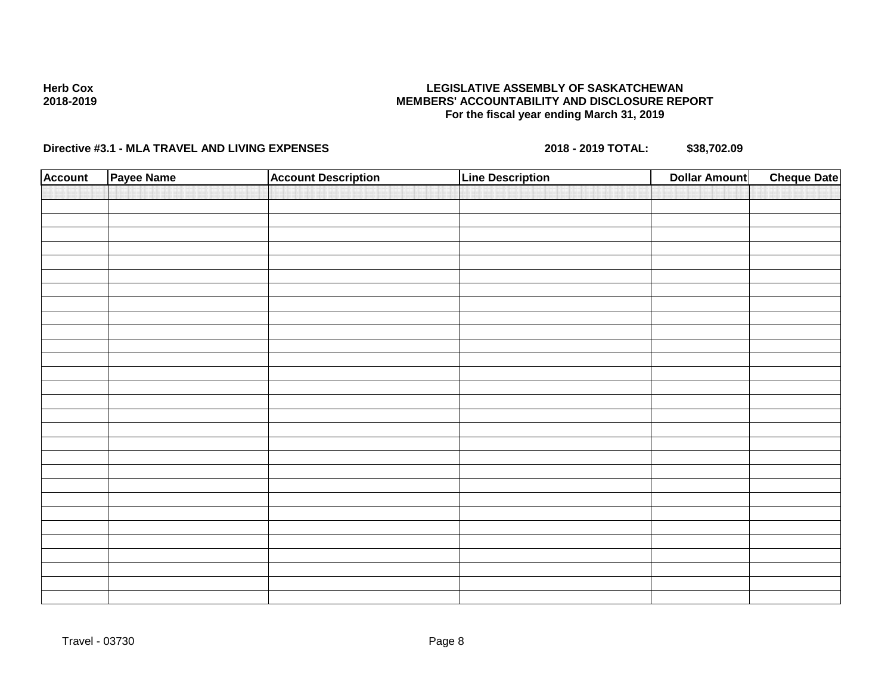**Herb Cox**
**2018-2019**

**LEGISLATIVE ASSEMBLY OF SASKATCHEWAN**
**MEMBERS' ACCOUNTABILITY AND DISCLOSURE REPORT**
**For the fiscal year ending March 31, 2019**

**Directive #3.1 - MLA TRAVEL AND LIVING EXPENSES** **2018 - 2019 TOTAL: $38,702.09**

| Account | Payee Name | Account Description | Line Description | Dollar Amount | Cheque Date |
|---|---|---|---|---|---|
| | | | | | |

Travel - 03730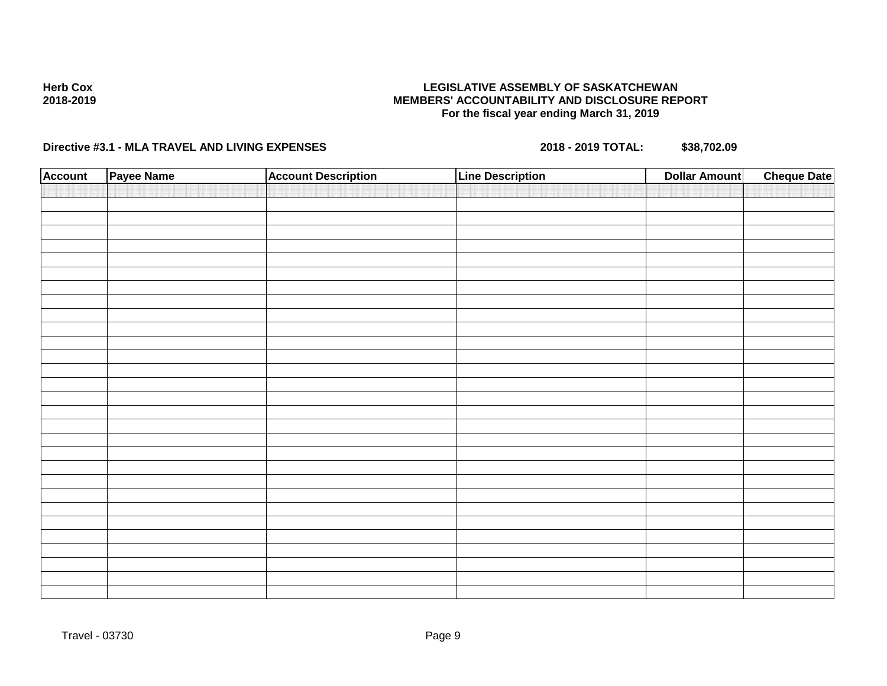**Herb Cox**
**2018-2019**

**LEGISLATIVE ASSEMBLY OF SASKATCHEWAN**
**MEMBERS' ACCOUNTABILITY AND DISCLOSURE REPORT**
**For the fiscal year ending March 31, 2019**

**Directive #3.1 - MLA TRAVEL AND LIVING EXPENSES** **2018 - 2019 TOTAL:** **$38,702.09**

| Account | Payee Name | Account Description | Line Description | Dollar Amount | Cheque Date |
|---|---|---|---|---|---|
| | | | | | |

Travel - 03730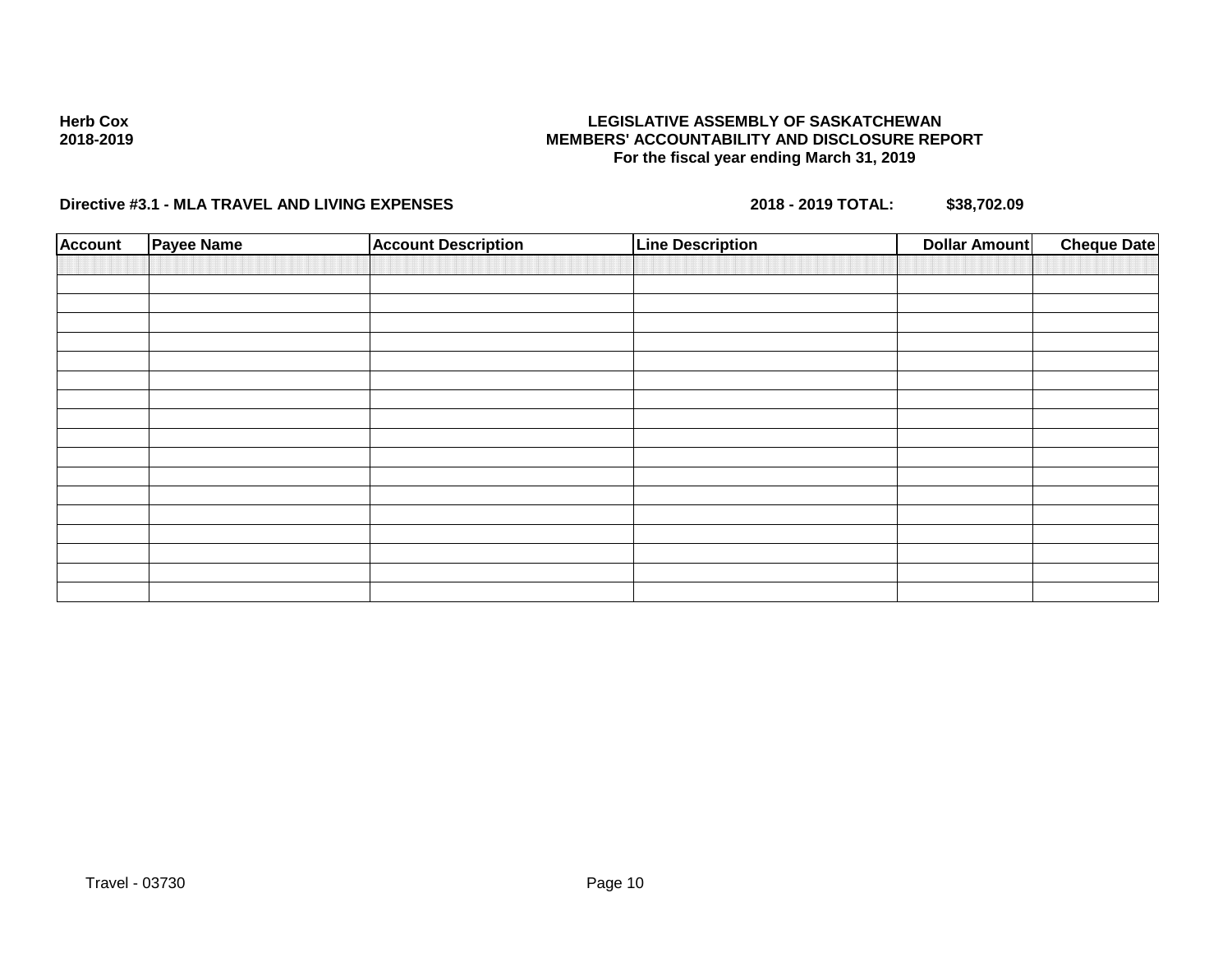**Herb Cox**
**2018-2019**

**LEGISLATIVE ASSEMBLY OF SASKATCHEWAN**
**MEMBERS' ACCOUNTABILITY AND DISCLOSURE REPORT**
**For the fiscal year ending March 31, 2019**

**Directive #3.1 - MLA TRAVEL AND LIVING EXPENSES** **2018 - 2019 TOTAL: $38,702.09**

| Account | Payee Name | Account Description | Line Description | Dollar Amount | Cheque Date |
|---|---|---|---|---|---|
| | | | | | |
| | | | | | |
| | | | | | |
| | | | | | |
| | | | | | |
| | | | | | |
| | | | | | |
| | | | | | |
| | | | | | |
| | | | | | |
| | | | | | |
| | | | | | |
| | | | | | |
| | | | | | |
| | | | | | |
| | | | | | |
| | | | | | |
| | | | | | |

Travel - 03730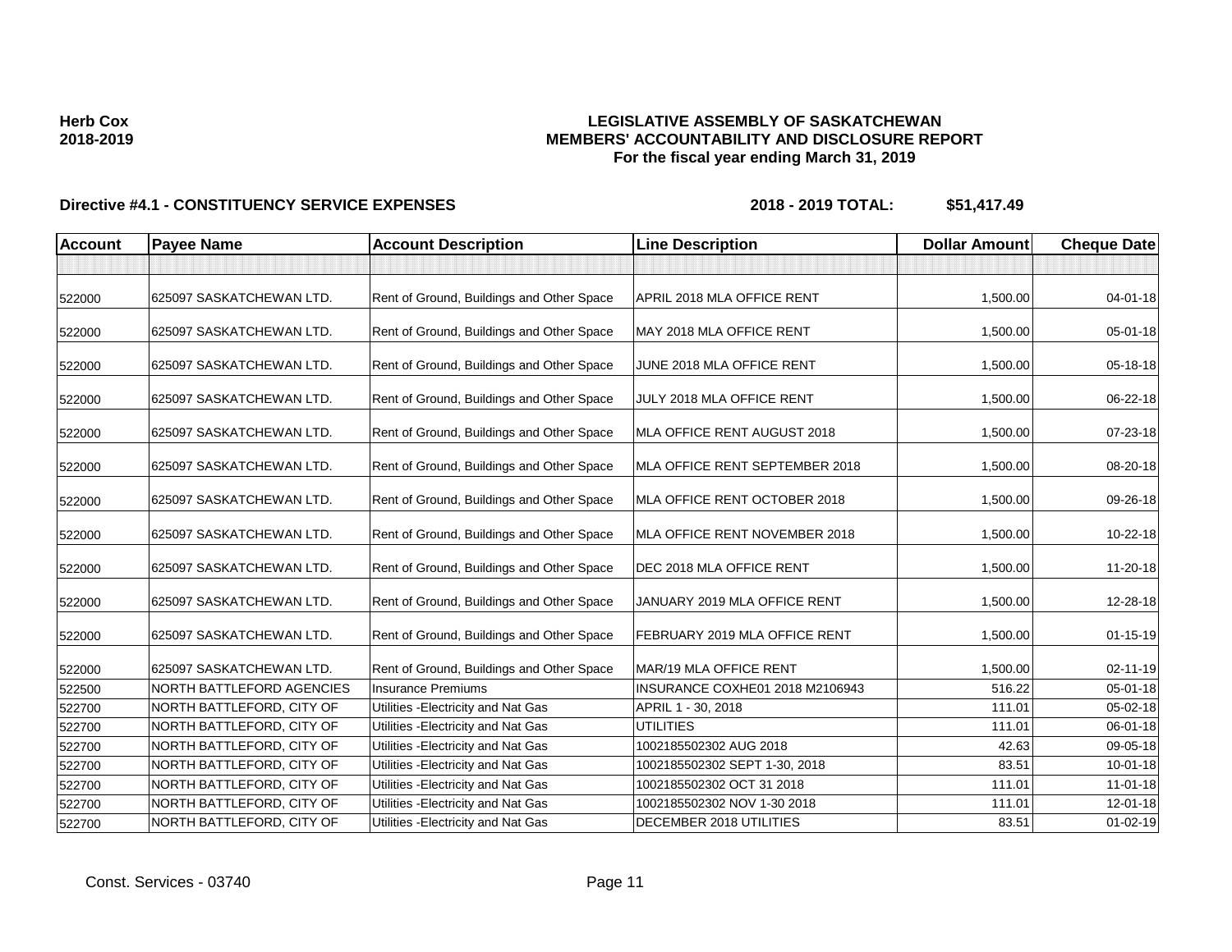**Herb Cox**
**2018-2019**

# LEGISLATIVE ASSEMBLY OF SASKATCHEWAN
## MEMBERS' ACCOUNTABILITY AND DISCLOSURE REPORT
### For the fiscal year ending March 31, 2019

**Directive #4.1 - CONSTITUENCY SERVICE EXPENSES** **2018 - 2019 TOTAL: $51,417.49**

| Account | Payee Name | Account Description | Line Description | Dollar Amount | Cheque Date |
|---|---|---|---|---|---|
| | | | | | |
| 522000 | 625097 SASKATCHEWAN LTD. | Rent of Ground, Buildings and Other Space | APRIL 2018 MLA OFFICE RENT | 1,500.00 | 04-01-18 |
| 522000 | 625097 SASKATCHEWAN LTD. | Rent of Ground, Buildings and Other Space | MAY 2018 MLA OFFICE RENT | 1,500.00 | 05-01-18 |
| 522000 | 625097 SASKATCHEWAN LTD. | Rent of Ground, Buildings and Other Space | JUNE 2018 MLA OFFICE RENT | 1,500.00 | 05-18-18 |
| 522000 | 625097 SASKATCHEWAN LTD. | Rent of Ground, Buildings and Other Space | JULY 2018 MLA OFFICE RENT | 1,500.00 | 06-22-18 |
| 522000 | 625097 SASKATCHEWAN LTD. | Rent of Ground, Buildings and Other Space | MLA OFFICE RENT AUGUST 2018 | 1,500.00 | 07-23-18 |
| 522000 | 625097 SASKATCHEWAN LTD. | Rent of Ground, Buildings and Other Space | MLA OFFICE RENT SEPTEMBER 2018 | 1,500.00 | 08-20-18 |
| 522000 | 625097 SASKATCHEWAN LTD. | Rent of Ground, Buildings and Other Space | MLA OFFICE RENT OCTOBER 2018 | 1,500.00 | 09-26-18 |
| 522000 | 625097 SASKATCHEWAN LTD. | Rent of Ground, Buildings and Other Space | MLA OFFICE RENT NOVEMBER 2018 | 1,500.00 | 10-22-18 |
| 522000 | 625097 SASKATCHEWAN LTD. | Rent of Ground, Buildings and Other Space | DEC 2018 MLA OFFICE RENT | 1,500.00 | 11-20-18 |
| 522000 | 625097 SASKATCHEWAN LTD. | Rent of Ground, Buildings and Other Space | JANUARY 2019 MLA OFFICE RENT | 1,500.00 | 12-28-18 |
| 522000 | 625097 SASKATCHEWAN LTD. | Rent of Ground, Buildings and Other Space | FEBRUARY 2019 MLA OFFICE RENT | 1,500.00 | 01-15-19 |
| 522000 | 625097 SASKATCHEWAN LTD. | Rent of Ground, Buildings and Other Space | MAR/19 MLA OFFICE RENT | 1,500.00 | 02-11-19 |
| 522500 | NORTH BATTLEFORD AGENCIES | Insurance Premiums | INSURANCE COXHE01 2018 M2106943 | 516.22 | 05-01-18 |
| 522700 | NORTH BATTLEFORD, CITY OF | Utilities -Electricity and Nat Gas | APRIL 1 - 30, 2018 | 111.01 | 05-02-18 |
| 522700 | NORTH BATTLEFORD, CITY OF | Utilities -Electricity and Nat Gas | UTILITIES | 111.01 | 06-01-18 |
| 522700 | NORTH BATTLEFORD, CITY OF | Utilities -Electricity and Nat Gas | 1002185502302 AUG 2018 | 42.63 | 09-05-18 |
| 522700 | NORTH BATTLEFORD, CITY OF | Utilities -Electricity and Nat Gas | 1002185502302 SEPT 1-30, 2018 | 83.51 | 10-01-18 |
| 522700 | NORTH BATTLEFORD, CITY OF | Utilities -Electricity and Nat Gas | 1002185502302 OCT 31 2018 | 111.01 | 11-01-18 |
| 522700 | NORTH BATTLEFORD, CITY OF | Utilities -Electricity and Nat Gas | 1002185502302 NOV 1-30 2018 | 111.01 | 12-01-18 |
| 522700 | NORTH BATTLEFORD, CITY OF | Utilities -Electricity and Nat Gas | DECEMBER 2018 UTILITIES | 83.51 | 01-02-19 |

Const. Services - 03740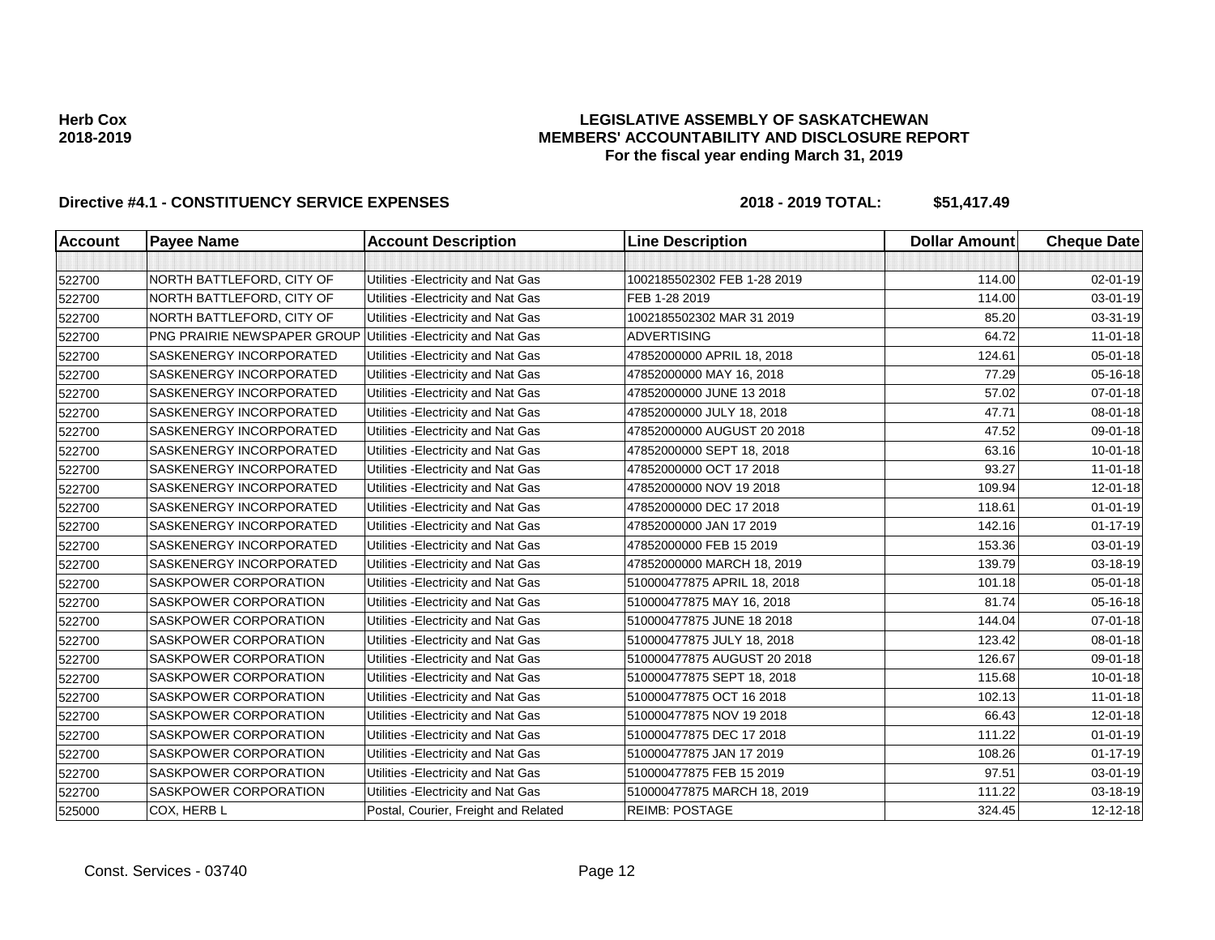**Herb Cox**
**2018-2019**

# LEGISLATIVE ASSEMBLY OF SASKATCHEWAN
## MEMBERS' ACCOUNTABILITY AND DISCLOSURE REPORT
### For the fiscal year ending March 31, 2019

**Directive #4.1 - CONSTITUENCY SERVICE EXPENSES** **2018 - 2019 TOTAL: $51,417.49**

| Account | Payee Name | Account Description | Line Description | Dollar Amount | Cheque Date |
|---|---|---|---|---|---|
| | | | | | |
| 522700 | NORTH BATTLEFORD, CITY OF | Utilities -Electricity and Nat Gas | 1002185502302 FEB 1-28 2019 | 114.00 | 02-01-19 |
| 522700 | NORTH BATTLEFORD, CITY OF | Utilities -Electricity and Nat Gas | FEB 1-28 2019 | 114.00 | 03-01-19 |
| 522700 | NORTH BATTLEFORD, CITY OF | Utilities -Electricity and Nat Gas | 1002185502302 MAR 31 2019 | 85.20 | 03-31-19 |
| 522700 | PNG PRAIRIE NEWSPAPER GROUP | Utilities -Electricity and Nat Gas | ADVERTISING | 64.72 | 11-01-18 |
| 522700 | SASKENERGY INCORPORATED | Utilities -Electricity and Nat Gas | 47852000000 APRIL 18, 2018 | 124.61 | 05-01-18 |
| 522700 | SASKENERGY INCORPORATED | Utilities -Electricity and Nat Gas | 47852000000 MAY 16, 2018 | 77.29 | 05-16-18 |
| 522700 | SASKENERGY INCORPORATED | Utilities -Electricity and Nat Gas | 47852000000 JUNE 13 2018 | 57.02 | 07-01-18 |
| 522700 | SASKENERGY INCORPORATED | Utilities -Electricity and Nat Gas | 47852000000 JULY 18, 2018 | 47.71 | 08-01-18 |
| 522700 | SASKENERGY INCORPORATED | Utilities -Electricity and Nat Gas | 47852000000 AUGUST 20 2018 | 47.52 | 09-01-18 |
| 522700 | SASKENERGY INCORPORATED | Utilities -Electricity and Nat Gas | 47852000000 SEPT 18, 2018 | 63.16 | 10-01-18 |
| 522700 | SASKENERGY INCORPORATED | Utilities -Electricity and Nat Gas | 47852000000 OCT 17 2018 | 93.27 | 11-01-18 |
| 522700 | SASKENERGY INCORPORATED | Utilities -Electricity and Nat Gas | 47852000000 NOV 19 2018 | 109.94 | 12-01-18 |
| 522700 | SASKENERGY INCORPORATED | Utilities -Electricity and Nat Gas | 47852000000 DEC 17 2018 | 118.61 | 01-01-19 |
| 522700 | SASKENERGY INCORPORATED | Utilities -Electricity and Nat Gas | 47852000000 JAN 17 2019 | 142.16 | 01-17-19 |
| 522700 | SASKENERGY INCORPORATED | Utilities -Electricity and Nat Gas | 47852000000 FEB 15 2019 | 153.36 | 03-01-19 |
| 522700 | SASKENERGY INCORPORATED | Utilities -Electricity and Nat Gas | 47852000000 MARCH 18, 2019 | 139.79 | 03-18-19 |
| 522700 | SASKPOWER CORPORATION | Utilities -Electricity and Nat Gas | 510000477875 APRIL 18, 2018 | 101.18 | 05-01-18 |
| 522700 | SASKPOWER CORPORATION | Utilities -Electricity and Nat Gas | 510000477875 MAY 16, 2018 | 81.74 | 05-16-18 |
| 522700 | SASKPOWER CORPORATION | Utilities -Electricity and Nat Gas | 510000477875 JUNE 18 2018 | 144.04 | 07-01-18 |
| 522700 | SASKPOWER CORPORATION | Utilities -Electricity and Nat Gas | 510000477875 JULY 18, 2018 | 123.42 | 08-01-18 |
| 522700 | SASKPOWER CORPORATION | Utilities -Electricity and Nat Gas | 510000477875 AUGUST 20 2018 | 126.67 | 09-01-18 |
| 522700 | SASKPOWER CORPORATION | Utilities -Electricity and Nat Gas | 510000477875 SEPT 18, 2018 | 115.68 | 10-01-18 |
| 522700 | SASKPOWER CORPORATION | Utilities -Electricity and Nat Gas | 510000477875 OCT 16 2018 | 102.13 | 11-01-18 |
| 522700 | SASKPOWER CORPORATION | Utilities -Electricity and Nat Gas | 510000477875 NOV 19 2018 | 66.43 | 12-01-18 |
| 522700 | SASKPOWER CORPORATION | Utilities -Electricity and Nat Gas | 510000477875 DEC 17 2018 | 111.22 | 01-01-19 |
| 522700 | SASKPOWER CORPORATION | Utilities -Electricity and Nat Gas | 510000477875 JAN 17 2019 | 108.26 | 01-17-19 |
| 522700 | SASKPOWER CORPORATION | Utilities -Electricity and Nat Gas | 510000477875 FEB 15 2019 | 97.51 | 03-01-19 |
| 522700 | SASKPOWER CORPORATION | Utilities -Electricity and Nat Gas | 510000477875 MARCH 18, 2019 | 111.22 | 03-18-19 |
| 525000 | COX, HERB L | Postal, Courier, Freight and Related | REIMB: POSTAGE | 324.45 | 12-12-18 |

Const. Services - 03740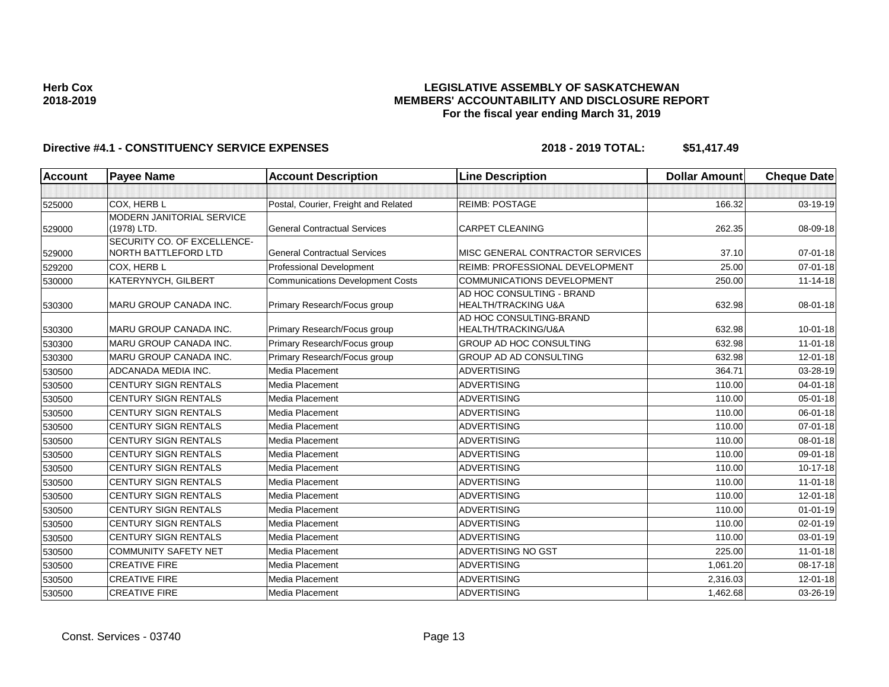**Herb Cox**
**2018-2019**

**LEGISLATIVE ASSEMBLY OF SASKATCHEWAN**
**MEMBERS' ACCOUNTABILITY AND DISCLOSURE REPORT**
**For the fiscal year ending March 31, 2019**

**Directive #4.1 - CONSTITUENCY SERVICE EXPENSES** **2018 - 2019 TOTAL: $51,417.49**

| Account | Payee Name | Account Description | Line Description | Dollar Amount | Cheque Date |
|---|---|---|---|---|---|
| | | | | | |
| 525000 | COX, HERB L | Postal, Courier, Freight and Related | REIMB: POSTAGE | 166.32 | 03-19-19 |
| 529000 | MODERN JANITORIAL SERVICE (1978) LTD. | General Contractual Services | CARPET CLEANING | 262.35 | 08-09-18 |
| 529000 | SECURITY CO. OF EXCELLENCE-NORTH BATTLEFORD LTD | General Contractual Services | MISC GENERAL CONTRACTOR SERVICES | 37.10 | 07-01-18 |
| 529200 | COX, HERB L | Professional Development | REIMB: PROFESSIONAL DEVELOPMENT | 25.00 | 07-01-18 |
| 530000 | KATERYNYCH, GILBERT | Communications Development Costs | COMMUNICATIONS DEVELOPMENT | 250.00 | 11-14-18 |
| 530300 | MARU GROUP CANADA INC. | Primary Research/Focus group | AD HOC CONSULTING - BRAND HEALTH/TRACKING U&A | 632.98 | 08-01-18 |
| 530300 | MARU GROUP CANADA INC. | Primary Research/Focus group | AD HOC CONSULTING-BRAND HEALTH/TRACKING/U&A | 632.98 | 10-01-18 |
| 530300 | MARU GROUP CANADA INC. | Primary Research/Focus group | GROUP AD HOC CONSULTING | 632.98 | 11-01-18 |
| 530300 | MARU GROUP CANADA INC. | Primary Research/Focus group | GROUP AD AD CONSULTING | 632.98 | 12-01-18 |
| 530500 | ADCANADA MEDIA INC. | Media Placement | ADVERTISING | 364.71 | 03-28-19 |
| 530500 | CENTURY SIGN RENTALS | Media Placement | ADVERTISING | 110.00 | 04-01-18 |
| 530500 | CENTURY SIGN RENTALS | Media Placement | ADVERTISING | 110.00 | 05-01-18 |
| 530500 | CENTURY SIGN RENTALS | Media Placement | ADVERTISING | 110.00 | 06-01-18 |
| 530500 | CENTURY SIGN RENTALS | Media Placement | ADVERTISING | 110.00 | 07-01-18 |
| 530500 | CENTURY SIGN RENTALS | Media Placement | ADVERTISING | 110.00 | 08-01-18 |
| 530500 | CENTURY SIGN RENTALS | Media Placement | ADVERTISING | 110.00 | 09-01-18 |
| 530500 | CENTURY SIGN RENTALS | Media Placement | ADVERTISING | 110.00 | 10-17-18 |
| 530500 | CENTURY SIGN RENTALS | Media Placement | ADVERTISING | 110.00 | 11-01-18 |
| 530500 | CENTURY SIGN RENTALS | Media Placement | ADVERTISING | 110.00 | 12-01-18 |
| 530500 | CENTURY SIGN RENTALS | Media Placement | ADVERTISING | 110.00 | 01-01-19 |
| 530500 | CENTURY SIGN RENTALS | Media Placement | ADVERTISING | 110.00 | 02-01-19 |
| 530500 | CENTURY SIGN RENTALS | Media Placement | ADVERTISING | 110.00 | 03-01-19 |
| 530500 | COMMUNITY SAFETY NET | Media Placement | ADVERTISING NO GST | 225.00 | 11-01-18 |
| 530500 | CREATIVE FIRE | Media Placement | ADVERTISING | 1,061.20 | 08-17-18 |
| 530500 | CREATIVE FIRE | Media Placement | ADVERTISING | 2,316.03 | 12-01-18 |
| 530500 | CREATIVE FIRE | Media Placement | ADVERTISING | 1,462.68 | 03-26-19 |

Const. Services - 03740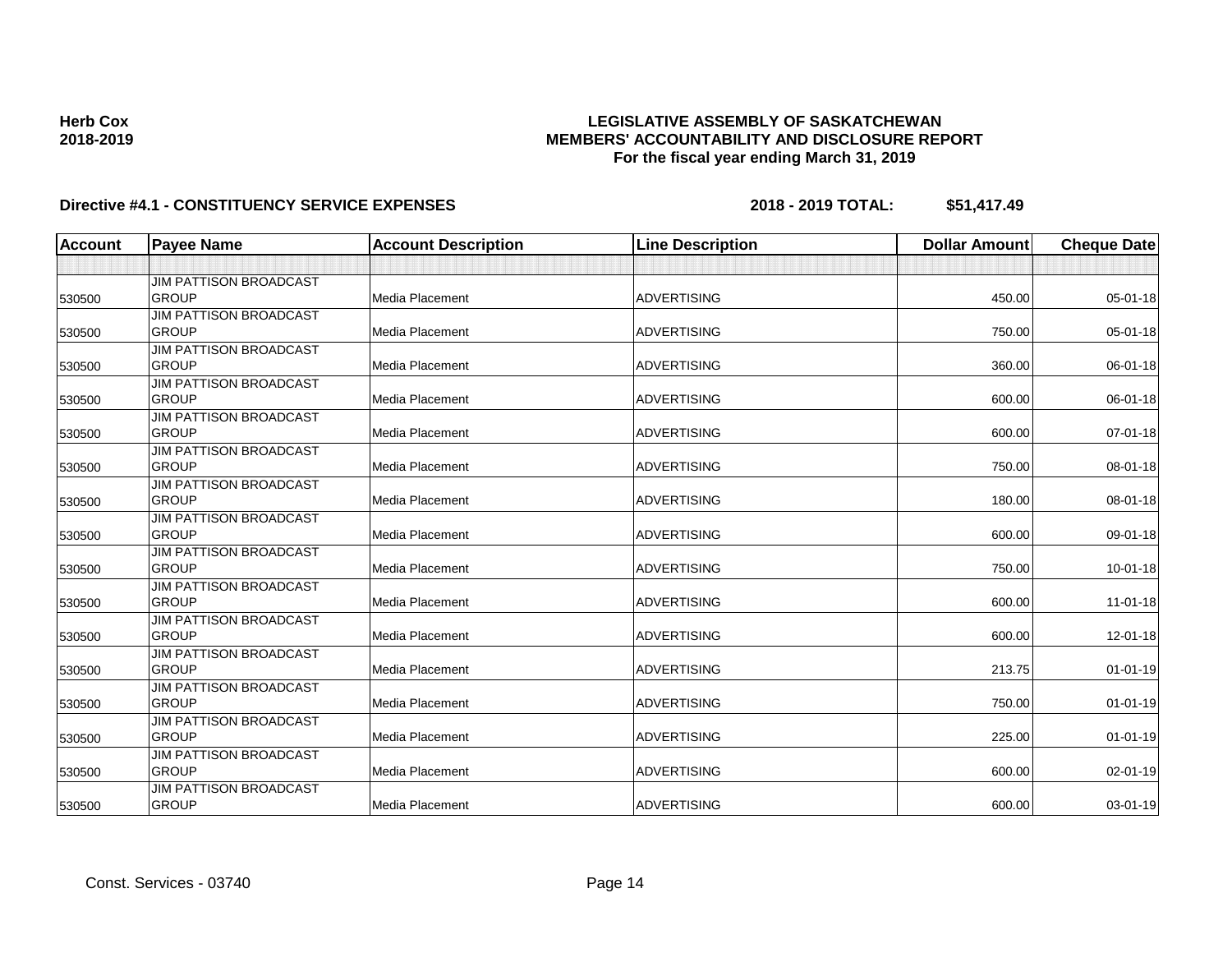**Herb Cox**
**2018-2019**

**LEGISLATIVE ASSEMBLY OF SASKATCHEWAN**
**MEMBERS' ACCOUNTABILITY AND DISCLOSURE REPORT**
**For the fiscal year ending March 31, 2019**

**Directive #4.1 - CONSTITUENCY SERVICE EXPENSES** **2018 - 2019 TOTAL: $51,417.49**

| Account | Payee Name | Account Description | Line Description | Dollar Amount | Cheque Date |
|---|---|---|---|---|---|
| | | | | | |
| 530500 | JIM PATTISON BROADCAST GROUP | Media Placement | ADVERTISING | 450.00 | 05-01-18 |
| 530500 | JIM PATTISON BROADCAST GROUP | Media Placement | ADVERTISING | 750.00 | 05-01-18 |
| 530500 | JIM PATTISON BROADCAST GROUP | Media Placement | ADVERTISING | 360.00 | 06-01-18 |
| 530500 | JIM PATTISON BROADCAST GROUP | Media Placement | ADVERTISING | 600.00 | 06-01-18 |
| 530500 | JIM PATTISON BROADCAST GROUP | Media Placement | ADVERTISING | 600.00 | 07-01-18 |
| 530500 | JIM PATTISON BROADCAST GROUP | Media Placement | ADVERTISING | 750.00 | 08-01-18 |
| 530500 | JIM PATTISON BROADCAST GROUP | Media Placement | ADVERTISING | 180.00 | 08-01-18 |
| 530500 | JIM PATTISON BROADCAST GROUP | Media Placement | ADVERTISING | 600.00 | 09-01-18 |
| 530500 | JIM PATTISON BROADCAST GROUP | Media Placement | ADVERTISING | 750.00 | 10-01-18 |
| 530500 | JIM PATTISON BROADCAST GROUP | Media Placement | ADVERTISING | 600.00 | 11-01-18 |
| 530500 | JIM PATTISON BROADCAST GROUP | Media Placement | ADVERTISING | 600.00 | 12-01-18 |
| 530500 | JIM PATTISON BROADCAST GROUP | Media Placement | ADVERTISING | 213.75 | 01-01-19 |
| 530500 | JIM PATTISON BROADCAST GROUP | Media Placement | ADVERTISING | 750.00 | 01-01-19 |
| 530500 | JIM PATTISON BROADCAST GROUP | Media Placement | ADVERTISING | 225.00 | 01-01-19 |
| 530500 | JIM PATTISON BROADCAST GROUP | Media Placement | ADVERTISING | 600.00 | 02-01-19 |
| 530500 | JIM PATTISON BROADCAST GROUP | Media Placement | ADVERTISING | 600.00 | 03-01-19 |

Const. Services - 03740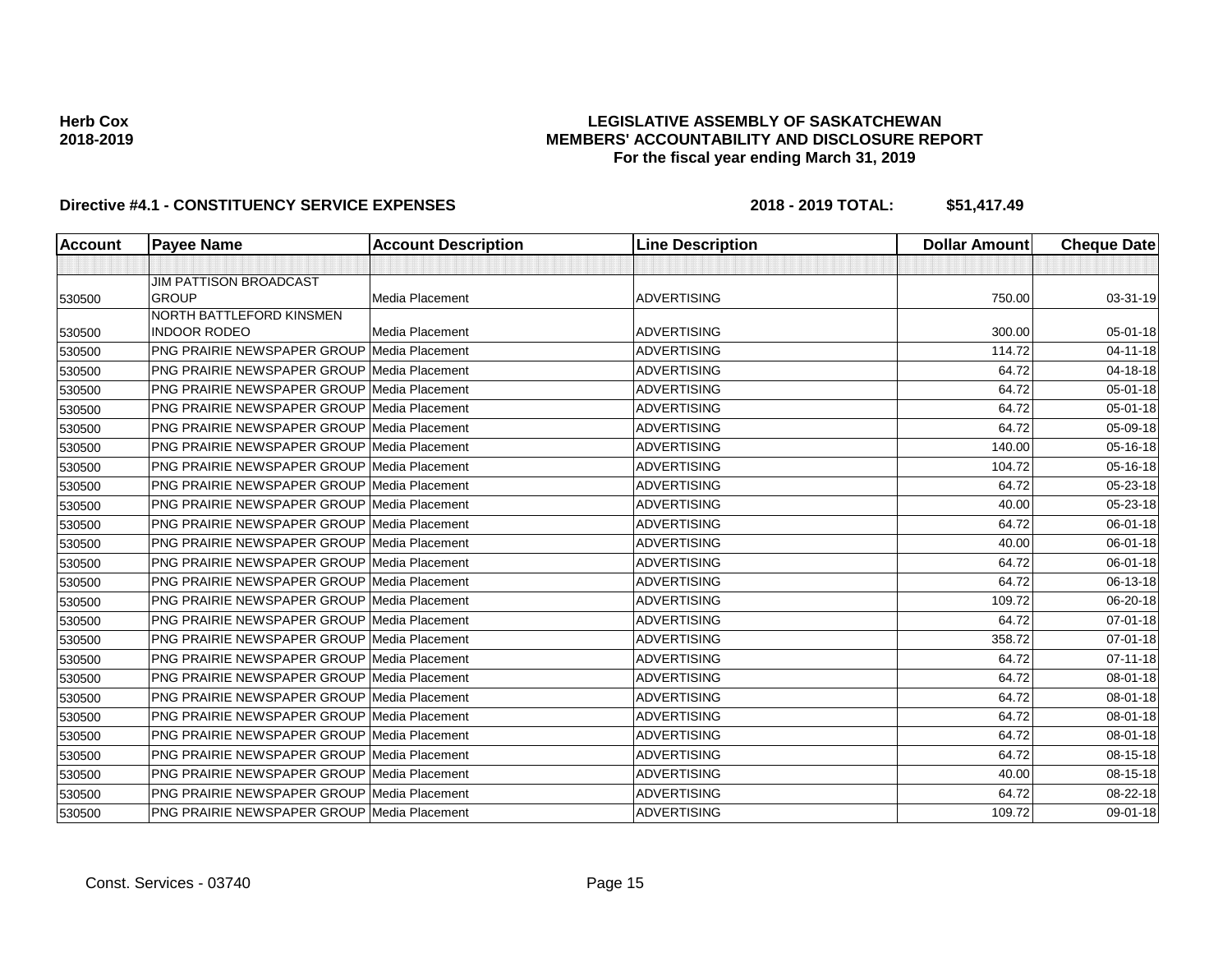**Herb Cox**
**2018-2019**

**LEGISLATIVE ASSEMBLY OF SASKATCHEWAN**
**MEMBERS' ACCOUNTABILITY AND DISCLOSURE REPORT**
**For the fiscal year ending March 31, 2019**

**Directive #4.1 - CONSTITUENCY SERVICE EXPENSES** **2018 - 2019 TOTAL: $51,417.49**

| Account | Payee Name | Account Description | Line Description | Dollar Amount | Cheque Date |
|---|---|---|---|---|---|
| | | | | | |
| 530500 | JIM PATTISON BROADCAST GROUP | Media Placement | ADVERTISING | 750.00 | 03-31-19 |
| 530500 | NORTH BATTLEFORD KINSMEN INDOOR RODEO | Media Placement | ADVERTISING | 300.00 | 05-01-18 |
| 530500 | PNG PRAIRIE NEWSPAPER GROUP | Media Placement | ADVERTISING | 114.72 | 04-11-18 |
| 530500 | PNG PRAIRIE NEWSPAPER GROUP | Media Placement | ADVERTISING | 64.72 | 04-18-18 |
| 530500 | PNG PRAIRIE NEWSPAPER GROUP | Media Placement | ADVERTISING | 64.72 | 05-01-18 |
| 530500 | PNG PRAIRIE NEWSPAPER GROUP | Media Placement | ADVERTISING | 64.72 | 05-01-18 |
| 530500 | PNG PRAIRIE NEWSPAPER GROUP | Media Placement | ADVERTISING | 64.72 | 05-09-18 |
| 530500 | PNG PRAIRIE NEWSPAPER GROUP | Media Placement | ADVERTISING | 140.00 | 05-16-18 |
| 530500 | PNG PRAIRIE NEWSPAPER GROUP | Media Placement | ADVERTISING | 104.72 | 05-16-18 |
| 530500 | PNG PRAIRIE NEWSPAPER GROUP | Media Placement | ADVERTISING | 64.72 | 05-23-18 |
| 530500 | PNG PRAIRIE NEWSPAPER GROUP | Media Placement | ADVERTISING | 40.00 | 05-23-18 |
| 530500 | PNG PRAIRIE NEWSPAPER GROUP | Media Placement | ADVERTISING | 64.72 | 06-01-18 |
| 530500 | PNG PRAIRIE NEWSPAPER GROUP | Media Placement | ADVERTISING | 40.00 | 06-01-18 |
| 530500 | PNG PRAIRIE NEWSPAPER GROUP | Media Placement | ADVERTISING | 64.72 | 06-01-18 |
| 530500 | PNG PRAIRIE NEWSPAPER GROUP | Media Placement | ADVERTISING | 64.72 | 06-13-18 |
| 530500 | PNG PRAIRIE NEWSPAPER GROUP | Media Placement | ADVERTISING | 109.72 | 06-20-18 |
| 530500 | PNG PRAIRIE NEWSPAPER GROUP | Media Placement | ADVERTISING | 64.72 | 07-01-18 |
| 530500 | PNG PRAIRIE NEWSPAPER GROUP | Media Placement | ADVERTISING | 358.72 | 07-01-18 |
| 530500 | PNG PRAIRIE NEWSPAPER GROUP | Media Placement | ADVERTISING | 64.72 | 07-11-18 |
| 530500 | PNG PRAIRIE NEWSPAPER GROUP | Media Placement | ADVERTISING | 64.72 | 08-01-18 |
| 530500 | PNG PRAIRIE NEWSPAPER GROUP | Media Placement | ADVERTISING | 64.72 | 08-01-18 |
| 530500 | PNG PRAIRIE NEWSPAPER GROUP | Media Placement | ADVERTISING | 64.72 | 08-01-18 |
| 530500 | PNG PRAIRIE NEWSPAPER GROUP | Media Placement | ADVERTISING | 64.72 | 08-01-18 |
| 530500 | PNG PRAIRIE NEWSPAPER GROUP | Media Placement | ADVERTISING | 64.72 | 08-15-18 |
| 530500 | PNG PRAIRIE NEWSPAPER GROUP | Media Placement | ADVERTISING | 40.00 | 08-15-18 |
| 530500 | PNG PRAIRIE NEWSPAPER GROUP | Media Placement | ADVERTISING | 64.72 | 08-22-18 |
| 530500 | PNG PRAIRIE NEWSPAPER GROUP | Media Placement | ADVERTISING | 109.72 | 09-01-18 |

Const. Services - 03740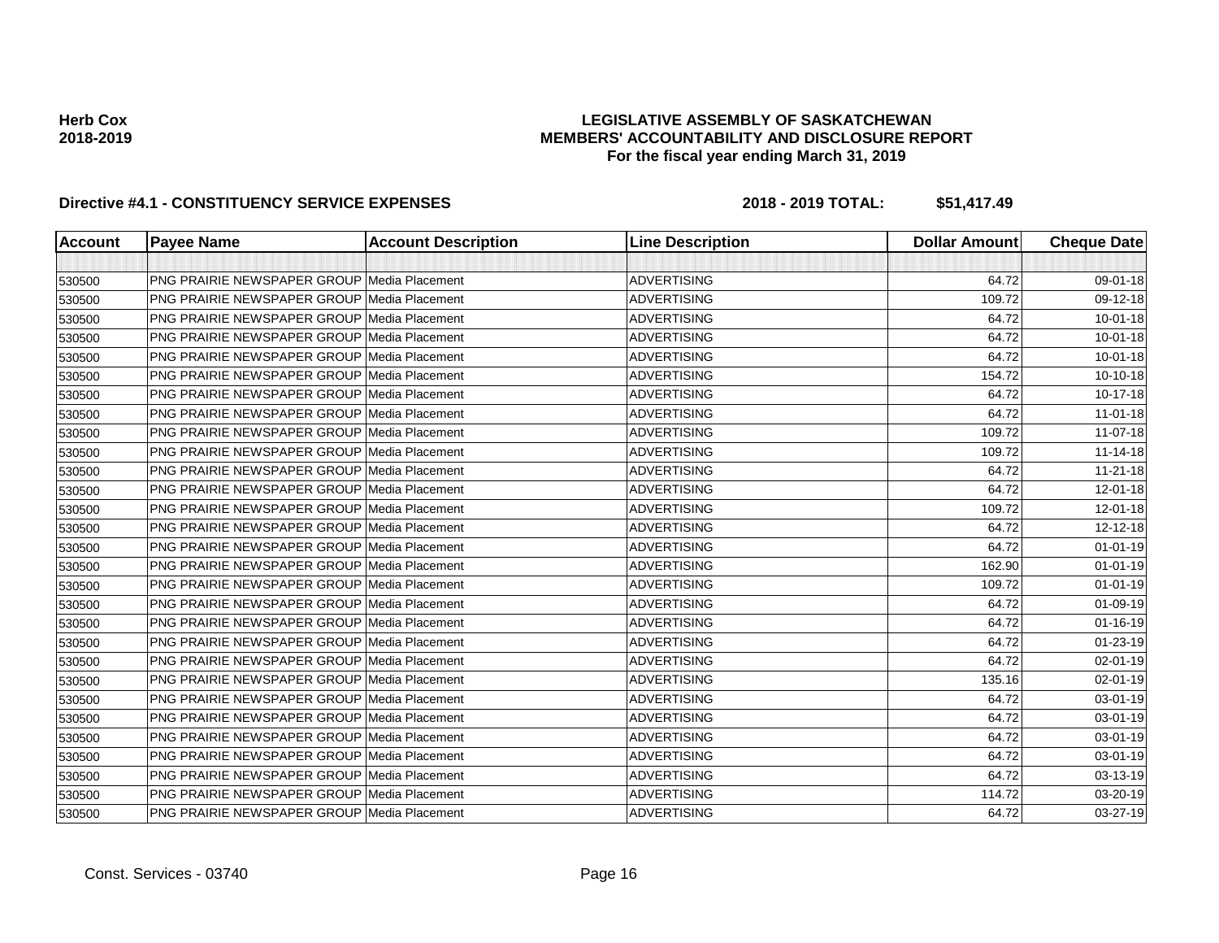**Herb Cox**
**2018-2019**

**LEGISLATIVE ASSEMBLY OF SASKATCHEWAN**
**MEMBERS' ACCOUNTABILITY AND DISCLOSURE REPORT**
**For the fiscal year ending March 31, 2019**

**Directive #4.1 - CONSTITUENCY SERVICE EXPENSES** **2018 - 2019 TOTAL: $51,417.49**

| Account | Payee Name | Account Description | Line Description | Dollar Amount | Cheque Date |
|---|---|---|---|---|---|
| | | | | | |
| 530500 | PNG PRAIRIE NEWSPAPER GROUP | Media Placement | ADVERTISING | 64.72 | 09-01-18 |
| 530500 | PNG PRAIRIE NEWSPAPER GROUP | Media Placement | ADVERTISING | 109.72 | 09-12-18 |
| 530500 | PNG PRAIRIE NEWSPAPER GROUP | Media Placement | ADVERTISING | 64.72 | 10-01-18 |
| 530500 | PNG PRAIRIE NEWSPAPER GROUP | Media Placement | ADVERTISING | 64.72 | 10-01-18 |
| 530500 | PNG PRAIRIE NEWSPAPER GROUP | Media Placement | ADVERTISING | 64.72 | 10-01-18 |
| 530500 | PNG PRAIRIE NEWSPAPER GROUP | Media Placement | ADVERTISING | 154.72 | 10-10-18 |
| 530500 | PNG PRAIRIE NEWSPAPER GROUP | Media Placement | ADVERTISING | 64.72 | 10-17-18 |
| 530500 | PNG PRAIRIE NEWSPAPER GROUP | Media Placement | ADVERTISING | 64.72 | 11-01-18 |
| 530500 | PNG PRAIRIE NEWSPAPER GROUP | Media Placement | ADVERTISING | 109.72 | 11-07-18 |
| 530500 | PNG PRAIRIE NEWSPAPER GROUP | Media Placement | ADVERTISING | 109.72 | 11-14-18 |
| 530500 | PNG PRAIRIE NEWSPAPER GROUP | Media Placement | ADVERTISING | 64.72 | 11-21-18 |
| 530500 | PNG PRAIRIE NEWSPAPER GROUP | Media Placement | ADVERTISING | 64.72 | 12-01-18 |
| 530500 | PNG PRAIRIE NEWSPAPER GROUP | Media Placement | ADVERTISING | 109.72 | 12-01-18 |
| 530500 | PNG PRAIRIE NEWSPAPER GROUP | Media Placement | ADVERTISING | 64.72 | 12-12-18 |
| 530500 | PNG PRAIRIE NEWSPAPER GROUP | Media Placement | ADVERTISING | 64.72 | 01-01-19 |
| 530500 | PNG PRAIRIE NEWSPAPER GROUP | Media Placement | ADVERTISING | 162.90 | 01-01-19 |
| 530500 | PNG PRAIRIE NEWSPAPER GROUP | Media Placement | ADVERTISING | 109.72 | 01-01-19 |
| 530500 | PNG PRAIRIE NEWSPAPER GROUP | Media Placement | ADVERTISING | 64.72 | 01-09-19 |
| 530500 | PNG PRAIRIE NEWSPAPER GROUP | Media Placement | ADVERTISING | 64.72 | 01-16-19 |
| 530500 | PNG PRAIRIE NEWSPAPER GROUP | Media Placement | ADVERTISING | 64.72 | 01-23-19 |
| 530500 | PNG PRAIRIE NEWSPAPER GROUP | Media Placement | ADVERTISING | 64.72 | 02-01-19 |
| 530500 | PNG PRAIRIE NEWSPAPER GROUP | Media Placement | ADVERTISING | 135.16 | 02-01-19 |
| 530500 | PNG PRAIRIE NEWSPAPER GROUP | Media Placement | ADVERTISING | 64.72 | 03-01-19 |
| 530500 | PNG PRAIRIE NEWSPAPER GROUP | Media Placement | ADVERTISING | 64.72 | 03-01-19 |
| 530500 | PNG PRAIRIE NEWSPAPER GROUP | Media Placement | ADVERTISING | 64.72 | 03-01-19 |
| 530500 | PNG PRAIRIE NEWSPAPER GROUP | Media Placement | ADVERTISING | 64.72 | 03-01-19 |
| 530500 | PNG PRAIRIE NEWSPAPER GROUP | Media Placement | ADVERTISING | 64.72 | 03-13-19 |
| 530500 | PNG PRAIRIE NEWSPAPER GROUP | Media Placement | ADVERTISING | 114.72 | 03-20-19 |
| 530500 | PNG PRAIRIE NEWSPAPER GROUP | Media Placement | ADVERTISING | 64.72 | 03-27-19 |

Const. Services - 03740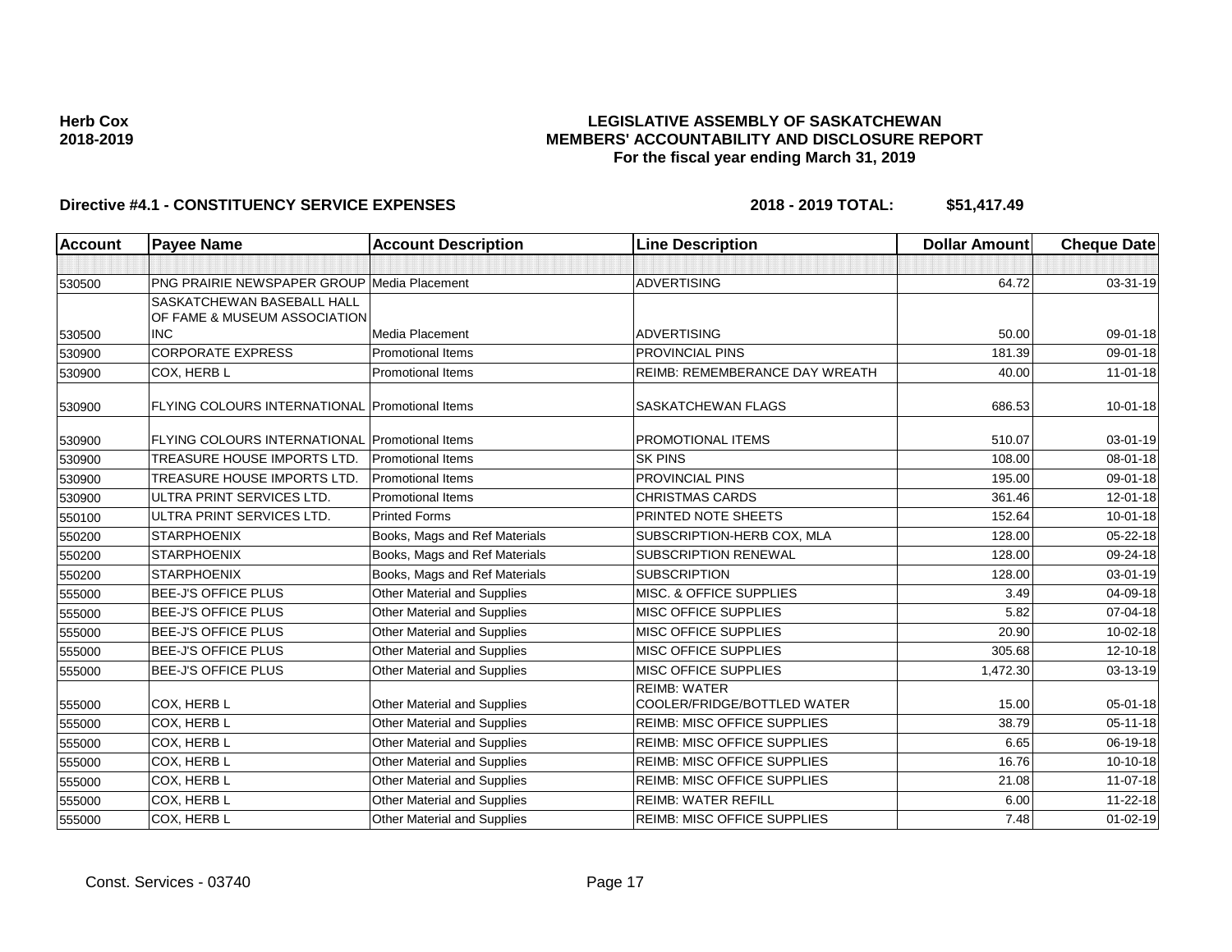**Herb Cox**
**2018-2019**

**LEGISLATIVE ASSEMBLY OF SASKATCHEWAN**
**MEMBERS' ACCOUNTABILITY AND DISCLOSURE REPORT**
**For the fiscal year ending March 31, 2019**

**Directive #4.1 - CONSTITUENCY SERVICE EXPENSES** **2018 - 2019 TOTAL: $51,417.49**

| Account | Payee Name | Account Description | Line Description | Dollar Amount | Cheque Date |
|---|---|---|---|---|---|
| | | | | | |
| 530500 | PNG PRAIRIE NEWSPAPER GROUP | Media Placement | ADVERTISING | 64.72 | 03-31-19 |
| 530500 | SASKATCHEWAN BASEBALL HALL OF FAME & MUSEUM ASSOCIATION INC | Media Placement | ADVERTISING | 50.00 | 09-01-18 |
| 530900 | CORPORATE EXPRESS | Promotional Items | PROVINCIAL PINS | 181.39 | 09-01-18 |
| 530900 | COX, HERB L | Promotional Items | REIMB: REMEMBERANCE DAY WREATH | 40.00 | 11-01-18 |
| 530900 | FLYING COLOURS INTERNATIONAL | Promotional Items | SASKATCHEWAN FLAGS | 686.53 | 10-01-18 |
| 530900 | FLYING COLOURS INTERNATIONAL | Promotional Items | PROMOTIONAL ITEMS | 510.07 | 03-01-19 |
| 530900 | TREASURE HOUSE IMPORTS LTD. | Promotional Items | SK PINS | 108.00 | 08-01-18 |
| 530900 | TREASURE HOUSE IMPORTS LTD. | Promotional Items | PROVINCIAL PINS | 195.00 | 09-01-18 |
| 530900 | ULTRA PRINT SERVICES LTD. | Promotional Items | CHRISTMAS CARDS | 361.46 | 12-01-18 |
| 550100 | ULTRA PRINT SERVICES LTD. | Printed Forms | PRINTED NOTE SHEETS | 152.64 | 10-01-18 |
| 550200 | STARPHOENIX | Books, Mags and Ref Materials | SUBSCRIPTION-HERB COX, MLA | 128.00 | 05-22-18 |
| 550200 | STARPHOENIX | Books, Mags and Ref Materials | SUBSCRIPTION RENEWAL | 128.00 | 09-24-18 |
| 550200 | STARPHOENIX | Books, Mags and Ref Materials | SUBSCRIPTION | 128.00 | 03-01-19 |
| 555000 | BEE-J'S OFFICE PLUS | Other Material and Supplies | MISC. & OFFICE SUPPLIES | 3.49 | 04-09-18 |
| 555000 | BEE-J'S OFFICE PLUS | Other Material and Supplies | MISC OFFICE SUPPLIES | 5.82 | 07-04-18 |
| 555000 | BEE-J'S OFFICE PLUS | Other Material and Supplies | MISC OFFICE SUPPLIES | 20.90 | 10-02-18 |
| 555000 | BEE-J'S OFFICE PLUS | Other Material and Supplies | MISC OFFICE SUPPLIES | 305.68 | 12-10-18 |
| 555000 | BEE-J'S OFFICE PLUS | Other Material and Supplies | MISC OFFICE SUPPLIES | 1,472.30 | 03-13-19 |
| 555000 | COX, HERB L | Other Material and Supplies | REIMB: WATER COOLER/FRIDGE/BOTTLED WATER | 15.00 | 05-01-18 |
| 555000 | COX, HERB L | Other Material and Supplies | REIMB: MISC OFFICE SUPPLIES | 38.79 | 05-11-18 |
| 555000 | COX, HERB L | Other Material and Supplies | REIMB: MISC OFFICE SUPPLIES | 6.65 | 06-19-18 |
| 555000 | COX, HERB L | Other Material and Supplies | REIMB: MISC OFFICE SUPPLIES | 16.76 | 10-10-18 |
| 555000 | COX, HERB L | Other Material and Supplies | REIMB: MISC OFFICE SUPPLIES | 21.08 | 11-07-18 |
| 555000 | COX, HERB L | Other Material and Supplies | REIMB: WATER REFILL | 6.00 | 11-22-18 |
| 555000 | COX, HERB L | Other Material and Supplies | REIMB: MISC OFFICE SUPPLIES | 7.48 | 01-02-19 |

Const. Services - 03740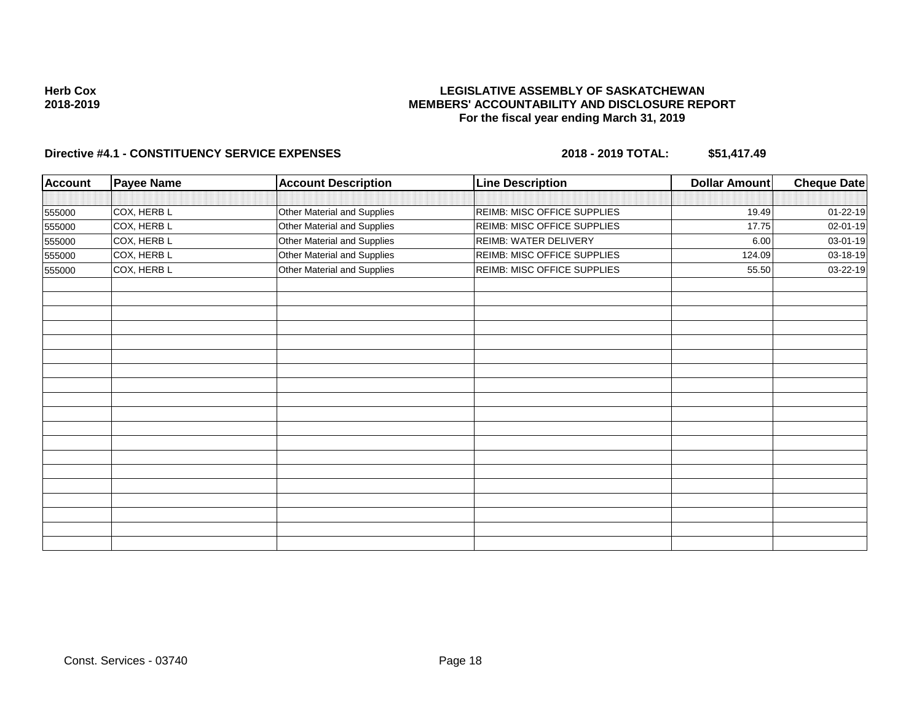**Herb Cox**
**2018-2019**

**LEGISLATIVE ASSEMBLY OF SASKATCHEWAN**
**MEMBERS' ACCOUNTABILITY AND DISCLOSURE REPORT**
**For the fiscal year ending March 31, 2019**

**Directive #4.1 - CONSTITUENCY SERVICE EXPENSES** — **2018 - 2019 TOTAL: $51,417.49**

| Account | Payee Name | Account Description | Line Description | Dollar Amount | Cheque Date |
|---|---|---|---|---|---|
| 555000 | COX, HERB L | Other Material and Supplies | REIMB: MISC OFFICE SUPPLIES | 19.49 | 01-22-19 |
| 555000 | COX, HERB L | Other Material and Supplies | REIMB: MISC OFFICE SUPPLIES | 17.75 | 02-01-19 |
| 555000 | COX, HERB L | Other Material and Supplies | REIMB: WATER DELIVERY | 6.00 | 03-01-19 |
| 555000 | COX, HERB L | Other Material and Supplies | REIMB: MISC OFFICE SUPPLIES | 124.09 | 03-18-19 |
| 555000 | COX, HERB L | Other Material and Supplies | REIMB: MISC OFFICE SUPPLIES | 55.50 | 03-22-19 |

Const. Services - 03740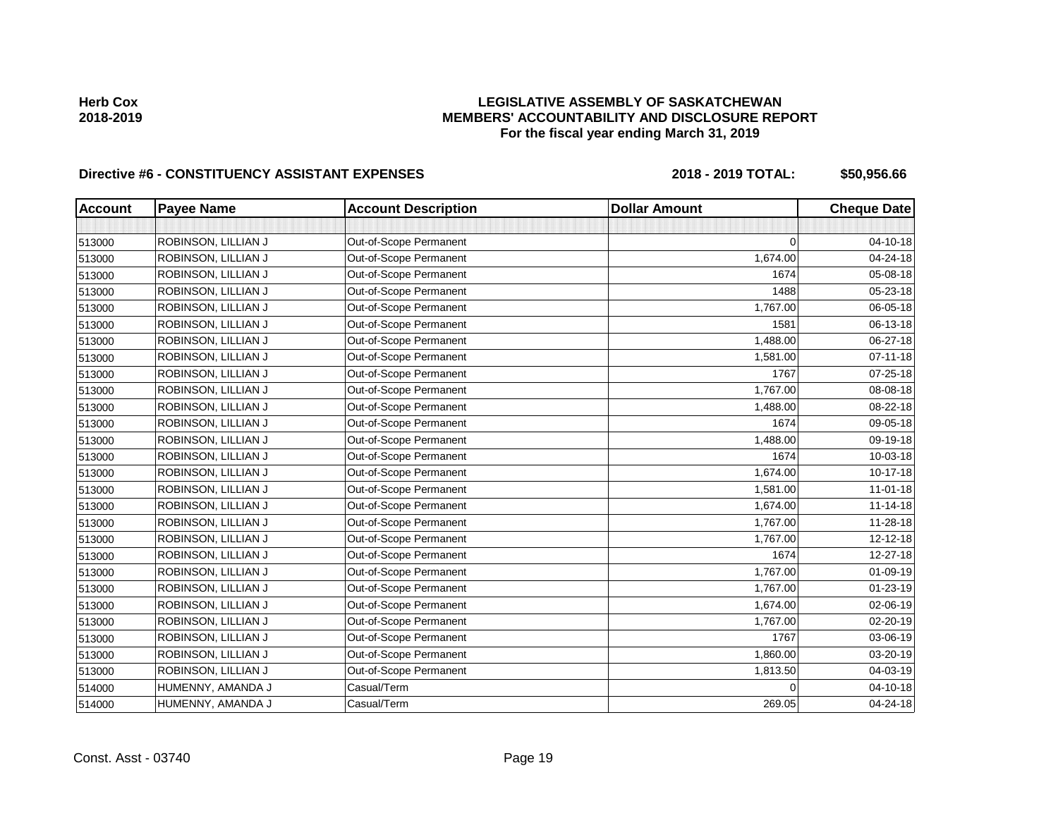**Herb Cox**
**2018-2019**

**LEGISLATIVE ASSEMBLY OF SASKATCHEWAN**
**MEMBERS' ACCOUNTABILITY AND DISCLOSURE REPORT**
**For the fiscal year ending March 31, 2019**

**Directive #6 - CONSTITUENCY ASSISTANT EXPENSES** **2018 - 2019 TOTAL: $50,956.66**

| Account | Payee Name | Account Description | Dollar Amount | Cheque Date |
|---|---|---|---|---|
| | | | | |
| 513000 | ROBINSON, LILLIAN J | Out-of-Scope Permanent | 0 | 04-10-18 |
| 513000 | ROBINSON, LILLIAN J | Out-of-Scope Permanent | 1,674.00 | 04-24-18 |
| 513000 | ROBINSON, LILLIAN J | Out-of-Scope Permanent | 1674 | 05-08-18 |
| 513000 | ROBINSON, LILLIAN J | Out-of-Scope Permanent | 1488 | 05-23-18 |
| 513000 | ROBINSON, LILLIAN J | Out-of-Scope Permanent | 1,767.00 | 06-05-18 |
| 513000 | ROBINSON, LILLIAN J | Out-of-Scope Permanent | 1581 | 06-13-18 |
| 513000 | ROBINSON, LILLIAN J | Out-of-Scope Permanent | 1,488.00 | 06-27-18 |
| 513000 | ROBINSON, LILLIAN J | Out-of-Scope Permanent | 1,581.00 | 07-11-18 |
| 513000 | ROBINSON, LILLIAN J | Out-of-Scope Permanent | 1767 | 07-25-18 |
| 513000 | ROBINSON, LILLIAN J | Out-of-Scope Permanent | 1,767.00 | 08-08-18 |
| 513000 | ROBINSON, LILLIAN J | Out-of-Scope Permanent | 1,488.00 | 08-22-18 |
| 513000 | ROBINSON, LILLIAN J | Out-of-Scope Permanent | 1674 | 09-05-18 |
| 513000 | ROBINSON, LILLIAN J | Out-of-Scope Permanent | 1,488.00 | 09-19-18 |
| 513000 | ROBINSON, LILLIAN J | Out-of-Scope Permanent | 1674 | 10-03-18 |
| 513000 | ROBINSON, LILLIAN J | Out-of-Scope Permanent | 1,674.00 | 10-17-18 |
| 513000 | ROBINSON, LILLIAN J | Out-of-Scope Permanent | 1,581.00 | 11-01-18 |
| 513000 | ROBINSON, LILLIAN J | Out-of-Scope Permanent | 1,674.00 | 11-14-18 |
| 513000 | ROBINSON, LILLIAN J | Out-of-Scope Permanent | 1,767.00 | 11-28-18 |
| 513000 | ROBINSON, LILLIAN J | Out-of-Scope Permanent | 1,767.00 | 12-12-18 |
| 513000 | ROBINSON, LILLIAN J | Out-of-Scope Permanent | 1674 | 12-27-18 |
| 513000 | ROBINSON, LILLIAN J | Out-of-Scope Permanent | 1,767.00 | 01-09-19 |
| 513000 | ROBINSON, LILLIAN J | Out-of-Scope Permanent | 1,767.00 | 01-23-19 |
| 513000 | ROBINSON, LILLIAN J | Out-of-Scope Permanent | 1,674.00 | 02-06-19 |
| 513000 | ROBINSON, LILLIAN J | Out-of-Scope Permanent | 1,767.00 | 02-20-19 |
| 513000 | ROBINSON, LILLIAN J | Out-of-Scope Permanent | 1767 | 03-06-19 |
| 513000 | ROBINSON, LILLIAN J | Out-of-Scope Permanent | 1,860.00 | 03-20-19 |
| 513000 | ROBINSON, LILLIAN J | Out-of-Scope Permanent | 1,813.50 | 04-03-19 |
| 514000 | HUMENNY, AMANDA J | Casual/Term | 0 | 04-10-18 |
| 514000 | HUMENNY, AMANDA J | Casual/Term | 269.05 | 04-24-18 |

Const. Asst - 03740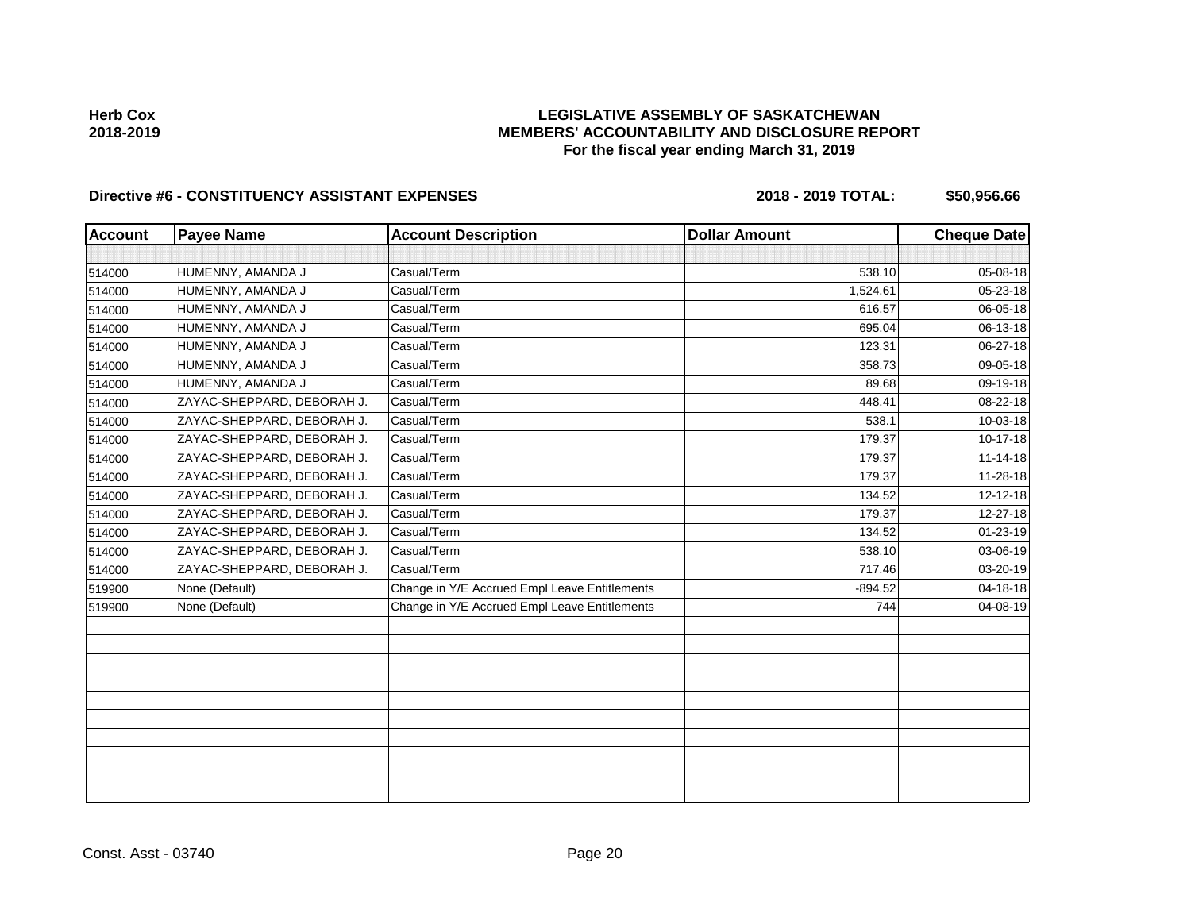**Herb Cox**
**2018-2019**

# LEGISLATIVE ASSEMBLY OF SASKATCHEWAN
## MEMBERS' ACCOUNTABILITY AND DISCLOSURE REPORT
### For the fiscal year ending March 31, 2019

**Directive #6 - CONSTITUENCY ASSISTANT EXPENSES** **2018 - 2019 TOTAL: $50,956.66**

| Account | Payee Name | Account Description | Dollar Amount | Cheque Date |
|---|---|---|---|---|
| | | | | |
| 514000 | HUMENNY, AMANDA J | Casual/Term | 538.10 | 05-08-18 |
| 514000 | HUMENNY, AMANDA J | Casual/Term | 1,524.61 | 05-23-18 |
| 514000 | HUMENNY, AMANDA J | Casual/Term | 616.57 | 06-05-18 |
| 514000 | HUMENNY, AMANDA J | Casual/Term | 695.04 | 06-13-18 |
| 514000 | HUMENNY, AMANDA J | Casual/Term | 123.31 | 06-27-18 |
| 514000 | HUMENNY, AMANDA J | Casual/Term | 358.73 | 09-05-18 |
| 514000 | HUMENNY, AMANDA J | Casual/Term | 89.68 | 09-19-18 |
| 514000 | ZAYAC-SHEPPARD, DEBORAH J. | Casual/Term | 448.41 | 08-22-18 |
| 514000 | ZAYAC-SHEPPARD, DEBORAH J. | Casual/Term | 538.1 | 10-03-18 |
| 514000 | ZAYAC-SHEPPARD, DEBORAH J. | Casual/Term | 179.37 | 10-17-18 |
| 514000 | ZAYAC-SHEPPARD, DEBORAH J. | Casual/Term | 179.37 | 11-14-18 |
| 514000 | ZAYAC-SHEPPARD, DEBORAH J. | Casual/Term | 179.37 | 11-28-18 |
| 514000 | ZAYAC-SHEPPARD, DEBORAH J. | Casual/Term | 134.52 | 12-12-18 |
| 514000 | ZAYAC-SHEPPARD, DEBORAH J. | Casual/Term | 179.37 | 12-27-18 |
| 514000 | ZAYAC-SHEPPARD, DEBORAH J. | Casual/Term | 134.52 | 01-23-19 |
| 514000 | ZAYAC-SHEPPARD, DEBORAH J. | Casual/Term | 538.10 | 03-06-19 |
| 514000 | ZAYAC-SHEPPARD, DEBORAH J. | Casual/Term | 717.46 | 03-20-19 |
| 519900 | None (Default) | Change in Y/E Accrued Empl Leave Entitlements | -894.52 | 04-18-18 |
| 519900 | None (Default) | Change in Y/E Accrued Empl Leave Entitlements | 744 | 04-08-19 |
| | | | | |
| | | | | |
| | | | | |
| | | | | |
| | | | | |
| | | | | |
| | | | | |
| | | | | |
| | | | | |
| | | | | |

Const. Asst - 03740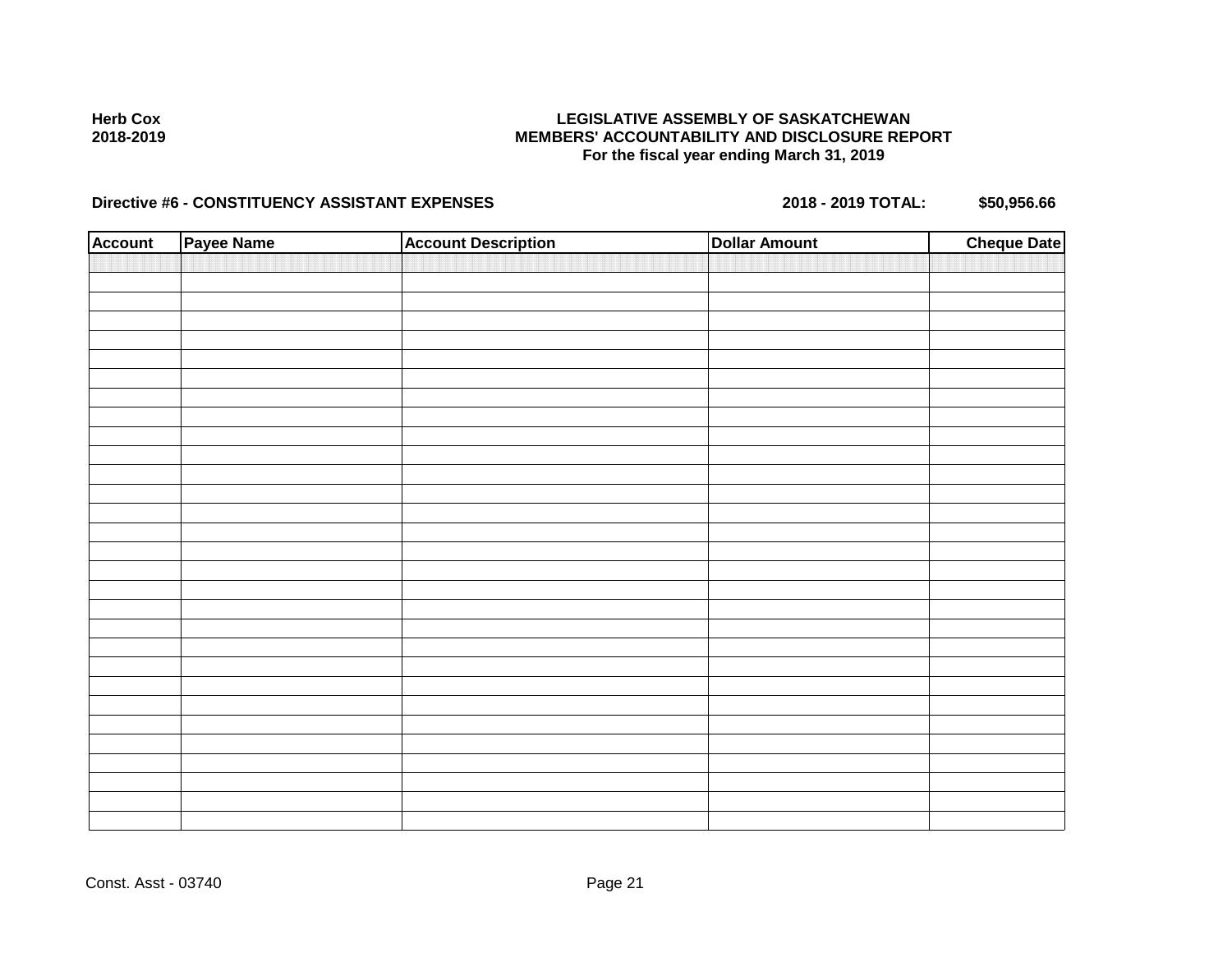**Herb Cox**
**2018-2019**

**LEGISLATIVE ASSEMBLY OF SASKATCHEWAN**
**MEMBERS' ACCOUNTABILITY AND DISCLOSURE REPORT**
**For the fiscal year ending March 31, 2019**

**Directive #6 - CONSTITUENCY ASSISTANT EXPENSES** **2018 - 2019 TOTAL: $50,956.66**

| Account | Payee Name | Account Description | Dollar Amount | Cheque Date |
|---|---|---|---|---|
| | | | | |

Const. Asst - 03740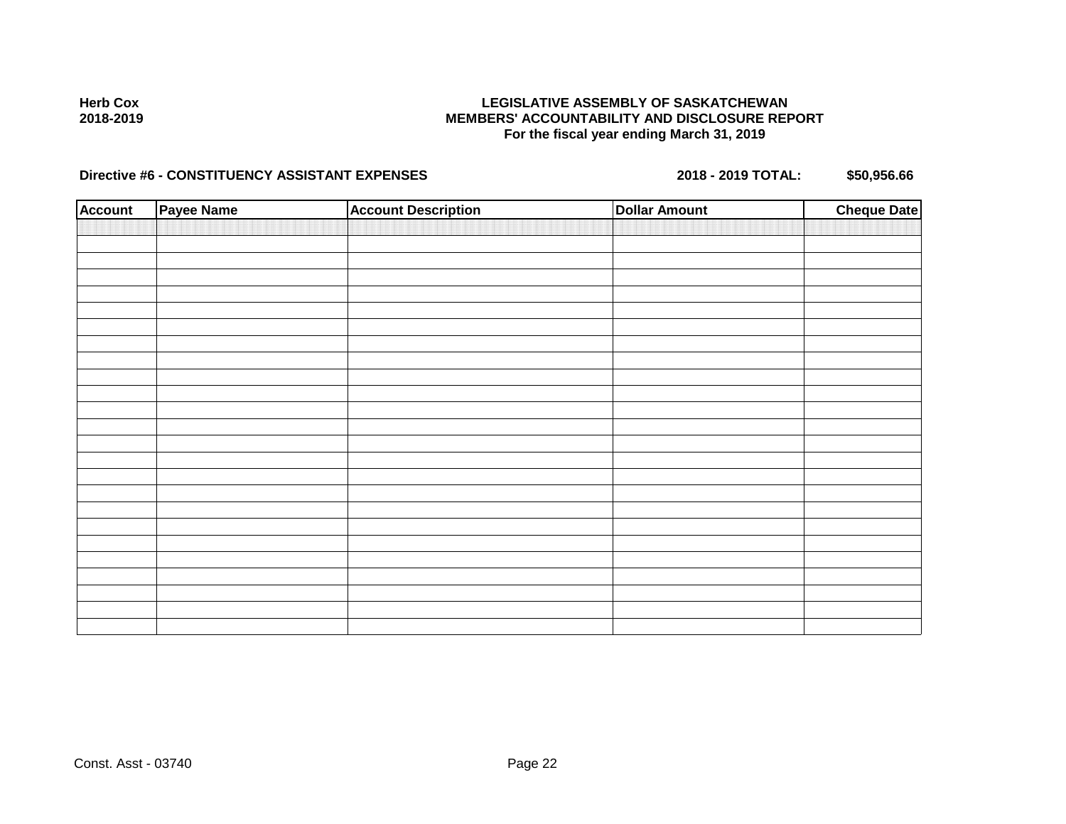**Herb Cox**
**2018-2019**

**LEGISLATIVE ASSEMBLY OF SASKATCHEWAN**
**MEMBERS' ACCOUNTABILITY AND DISCLOSURE REPORT**
**For the fiscal year ending March 31, 2019**

**Directive #6 - CONSTITUENCY ASSISTANT EXPENSES** **2018 - 2019 TOTAL: $50,956.66**

| Account | Payee Name | Account Description | Dollar Amount | Cheque Date |
|---|---|---|---|---|
| | | | | |

Const. Asst - 03740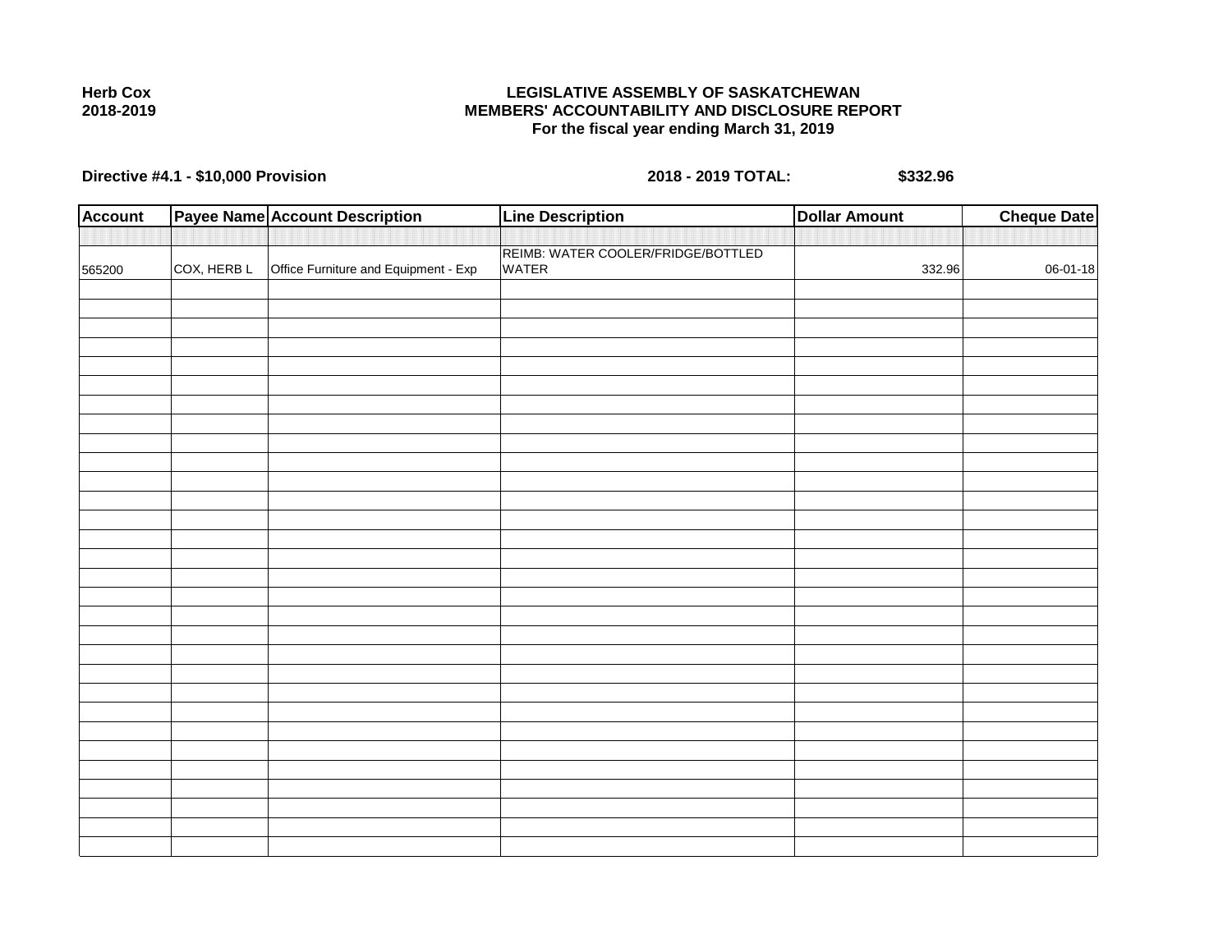**Herb Cox**
**2018-2019**

**LEGISLATIVE ASSEMBLY OF SASKATCHEWAN**
**MEMBERS' ACCOUNTABILITY AND DISCLOSURE REPORT**
**For the fiscal year ending March 31, 2019**

**Directive #4.1 - $10,000 Provision** **2018 - 2019 TOTAL:** **$332.96**

| Account | Payee Name | Account Description | Line Description | Dollar Amount | Cheque Date |
|---|---|---|---|---|---|
| 565200 | COX, HERB L | Office Furniture and Equipment - Exp | REIMB: WATER COOLER/FRIDGE/BOTTLED WATER | 332.96 | 06-01-18 |